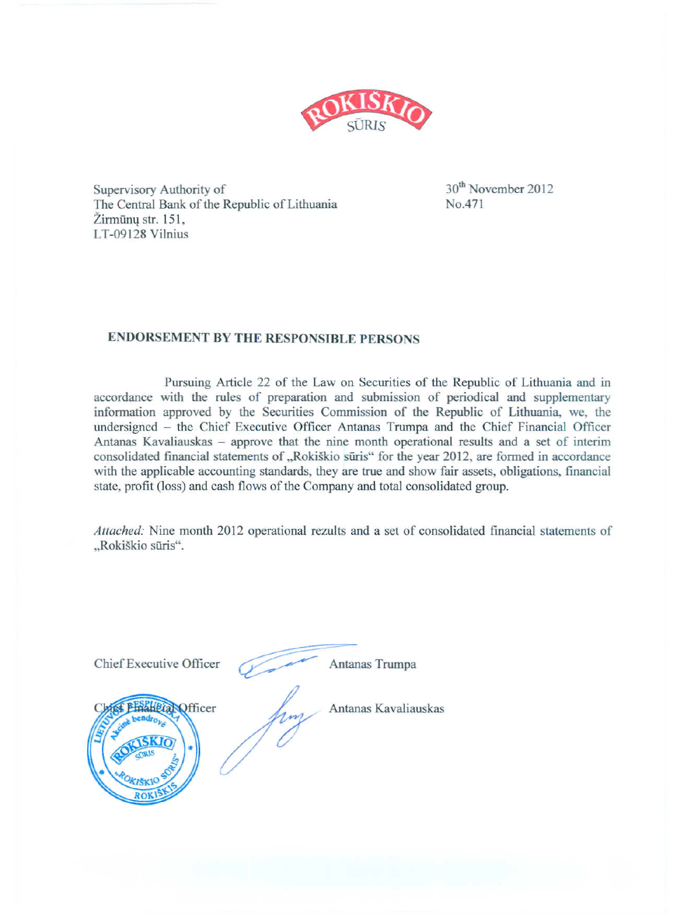ROKIŠKIO SŪRIS

Supervisory Authority of
The Central Bank of the Republic of Lithuania
Žirmūnų str. 151,
LT-09128 Vilnius

30th November 2012
No.471

## ENDORSEMENT BY THE RESPONSIBLE PERSONS

Pursuing Article 22 of the Law on Securities of the Republic of Lithuania and in accordance with the rules of preparation and submission of periodical and supplementary information approved by the Securities Commission of the Republic of Lithuania, we, the undersigned – the Chief Executive Officer Antanas Trumpa and the Chief Financial Officer Antanas Kavaliauskas – approve that the nine month operational results and a set of interim consolidated financial statements of „Rokiškio sūris" for the year 2012, are formed in accordance with the applicable accounting standards, they are true and show fair assets, obligations, financial state, profit (loss) and cash flows of the Company and total consolidated group.

*Attached:* Nine month 2012 operational rezults and a set of consolidated financial statements of „Rokiškio sūris".

Chief Executive Officer Antanas Trumpa

Chief Financial Officer Antanas Kavaliauskas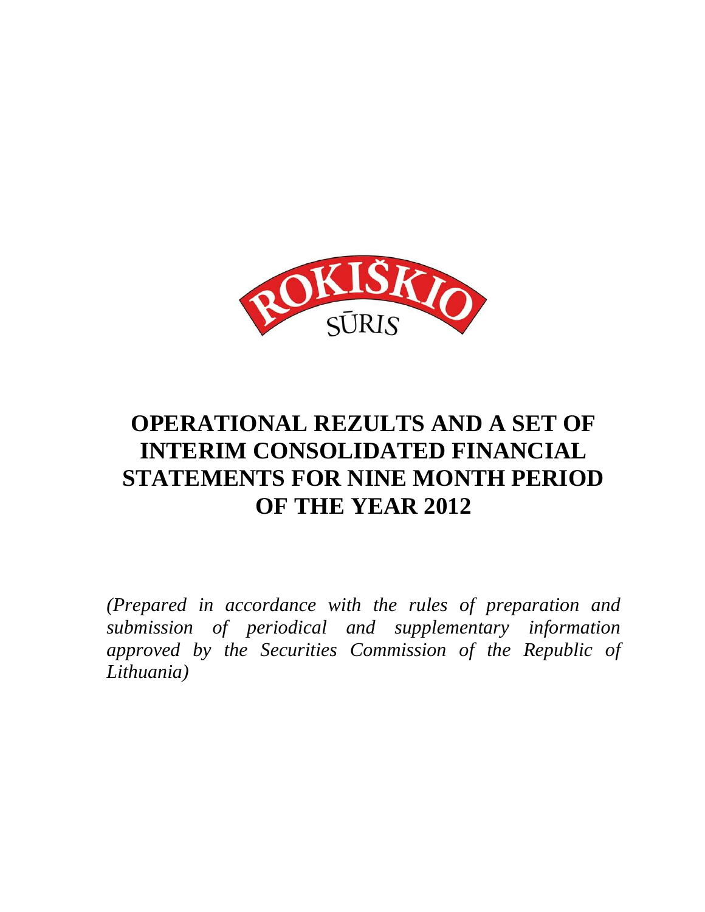ROKIŠKIO SŪRIS

# OPERATIONAL REZULTS AND A SET OF INTERIM CONSOLIDATED FINANCIAL STATEMENTS FOR NINE MONTH PERIOD OF THE YEAR 2012

*(Prepared in accordance with the rules of preparation and submission of periodical and supplementary information approved by the Securities Commission of the Republic of Lithuania)*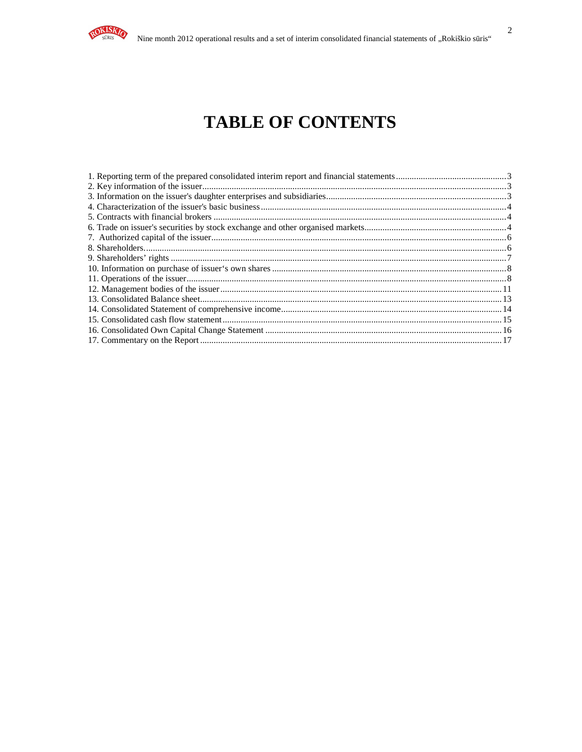# TABLE OF CONTENTS

1. Reporting term of the prepared consolidated interim report and financial statements ........ 3
2. Key information of the issuer ........ 3
3. Information on the issuer's daughter enterprises and subsidiaries ........ 3
4. Characterization of the issuer's basic business ........ 4
5. Contracts with financial brokers ........ 4
6. Trade on issuer's securities by stock exchange and other organised markets ........ 4
7. Authorized capital of the issuer ........ 6
8. Shareholders ........ 6
9. Shareholders' rights ........ 7
10. Information on purchase of issuer's own shares ........ 8
11. Operations of the issuer ........ 8
12. Management bodies of the issuer ........ 11
13. Consolidated Balance sheet ........ 13
14. Consolidated Statement of comprehensive income ........ 14
15. Consolidated cash flow statement ........ 15
16. Consolidated Own Capital Change Statement ........ 16
17. Commentary on the Report ........ 17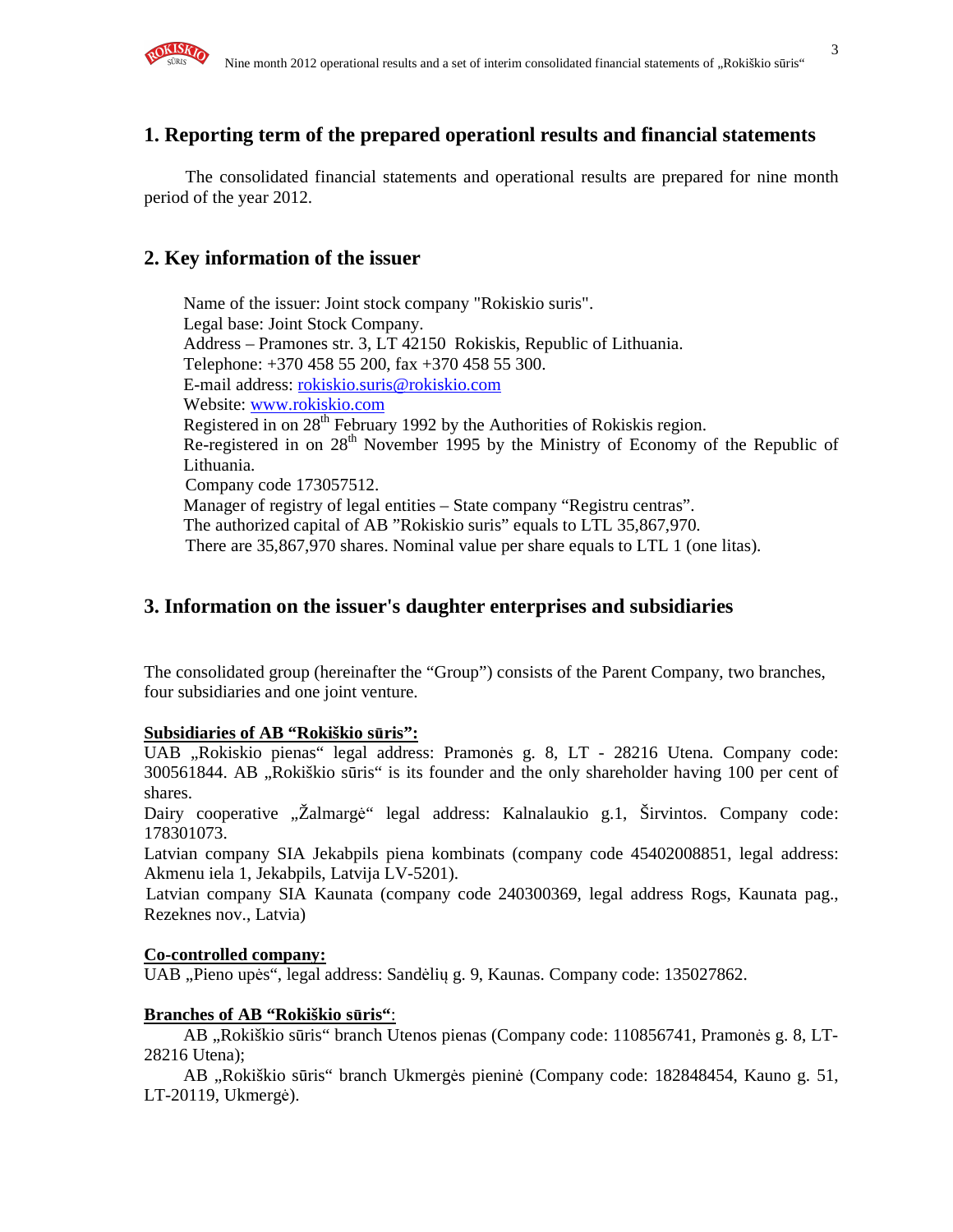## 1. Reporting term of the prepared operationl results and financial statements

The consolidated financial statements and operational results are prepared for nine month period of the year 2012.

## 2. Key information of the issuer

Name of the issuer: Joint stock company "Rokiskio suris".
Legal base: Joint Stock Company.
Address – Pramones str. 3, LT 42150 Rokiskis, Republic of Lithuania.
Telephone: +370 458 55 200, fax +370 458 55 300.
E-mail address: rokiskio.suris@rokiskio.com
Website: www.rokiskio.com
Registered in on 28th February 1992 by the Authorities of Rokiskis region.
Re-registered in on 28th November 1995 by the Ministry of Economy of the Republic of Lithuania.
Company code 173057512.
Manager of registry of legal entities – State company "Registru centras".
The authorized capital of AB "Rokiskio suris" equals to LTL 35,867,970.
There are 35,867,970 shares. Nominal value per share equals to LTL 1 (one litas).

## 3. Information on the issuer's daughter enterprises and subsidiaries

The consolidated group (hereinafter the "Group") consists of the Parent Company, two branches, four subsidiaries and one joint venture.

**Subsidiaries of AB "Rokiškio sūris":**

UAB „Rokiskio pienas" legal address: Pramonės g. 8, LT - 28216 Utena. Company code: 300561844. AB „Rokiškio sūris" is its founder and the only shareholder having 100 per cent of shares.

Dairy cooperative „Žalmargė" legal address: Kalnalaukio g.1, Širvintos. Company code: 178301073.

Latvian company SIA Jekabpils piena kombinats (company code 45402008851, legal address: Akmenu iela 1, Jekabpils, Latvija LV-5201).

Latvian company SIA Kaunata (company code 240300369, legal address Rogs, Kaunata pag., Rezeknes nov., Latvia)

**Co-controlled company:**

UAB „Pieno upės", legal address: Sandėlių g. 9, Kaunas. Company code: 135027862.

**Branches of AB "Rokiškio sūris"**:

AB „Rokiškio sūris" branch Utenos pienas (Company code: 110856741, Pramonės g. 8, LT-28216 Utena);

AB „Rokiškio sūris" branch Ukmergės pieninė (Company code: 182848454, Kauno g. 51, LT-20119, Ukmergė).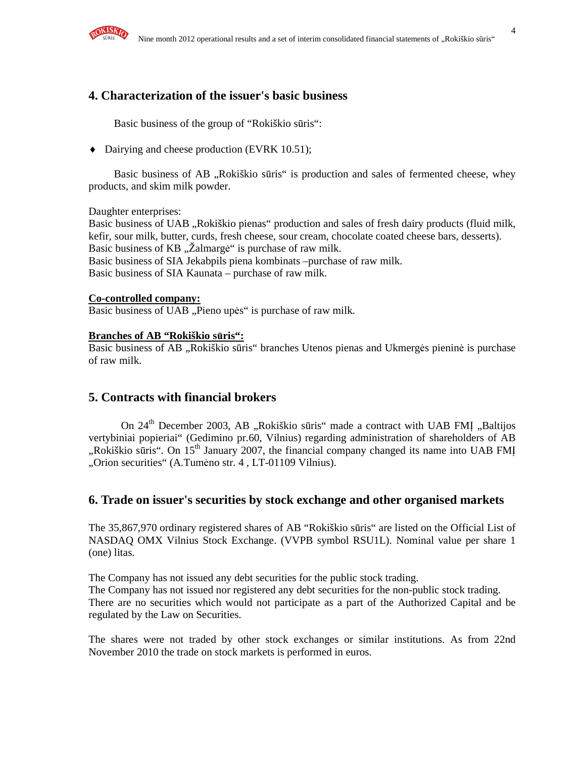## 4. Characterization of the issuer's basic business

Basic business of the group of "Rokiškio sūris":

- Dairying and cheese production (EVRK 10.51);

Basic business of AB „Rokiškio sūris" is production and sales of fermented cheese, whey products, and skim milk powder.

Daughter enterprises:
Basic business of UAB „Rokiškio pienas" production and sales of fresh dairy products (fluid milk, kefir, sour milk, butter, curds, fresh cheese, sour cream, chocolate coated cheese bars, desserts).
Basic business of KB „Žalmargė" is purchase of raw milk.
Basic business of SIA Jekabpils piena kombinats –purchase of raw milk.
Basic business of SIA Kaunata – purchase of raw milk.

**Co-controlled company:**
Basic business of UAB „Pieno upės" is purchase of raw milk.

**Branches of AB "Rokiškio sūris":**
Basic business of AB „Rokiškio sūris" branches Utenos pienas and Ukmergės pieninė is purchase of raw milk.

## 5. Contracts with financial brokers

On 24th December 2003, AB „Rokiškio sūris" made a contract with UAB FMĮ „Baltijos vertybiniai popieriai" (Gedimino pr.60, Vilnius) regarding administration of shareholders of AB „Rokiškio sūris". On 15th January 2007, the financial company changed its name into UAB FMĮ „Orion securities" (A.Tumėno str. 4 , LT-01109 Vilnius).

## 6. Trade on issuer's securities by stock exchange and other organised markets

The 35,867,970 ordinary registered shares of AB "Rokiškio sūris" are listed on the Official List of NASDAQ OMX Vilnius Stock Exchange. (VVPB symbol RSU1L). Nominal value per share 1 (one) litas.

The Company has not issued any debt securities for the public stock trading.
The Company has not issued nor registered any debt securities for the non-public stock trading.
There are no securities which would not participate as a part of the Authorized Capital and be regulated by the Law on Securities.

The shares were not traded by other stock exchanges or similar institutions. As from 22nd November 2010 the trade on stock markets is performed in euros.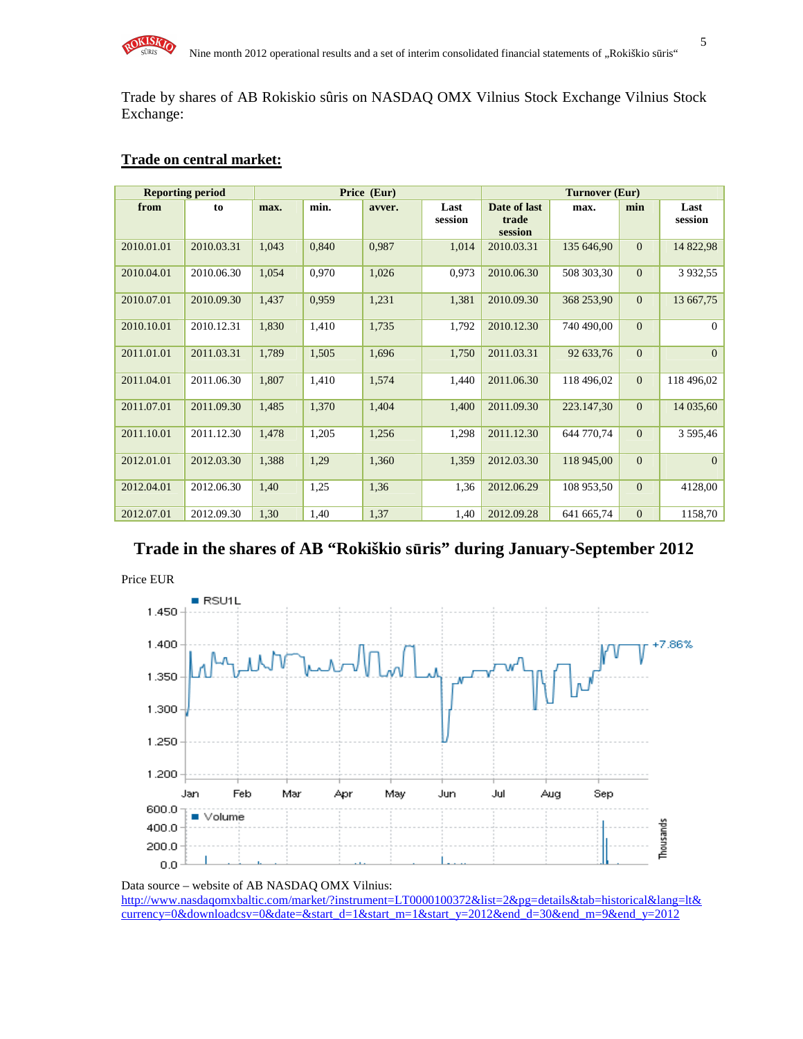Trade by shares of AB Rokiskio sûris on NASDAQ OMX Vilnius Stock Exchange Vilnius Stock Exchange:

## Trade on central market:

| Reporting period | | Price (Eur) | | | | Turnover (Eur) | | | |
|---|---|---|---|---|---|---|---|---|---|
| from | to | max. | min. | avver. | Last session | Date of last trade session | max. | min | Last session |
| 2010.01.01 | 2010.03.31 | 1,043 | 0,840 | 0,987 | 1,014 | 2010.03.31 | 135 646,90 | 0 | 14 822,98 |
| 2010.04.01 | 2010.06.30 | 1,054 | 0,970 | 1,026 | 0,973 | 2010.06.30 | 508 303,30 | 0 | 3 932,55 |
| 2010.07.01 | 2010.09.30 | 1,437 | 0,959 | 1,231 | 1,381 | 2010.09.30 | 368 253,90 | 0 | 13 667,75 |
| 2010.10.01 | 2010.12.31 | 1,830 | 1,410 | 1,735 | 1,792 | 2010.12.30 | 740 490,00 | 0 | 0 |
| 2011.01.01 | 2011.03.31 | 1,789 | 1,505 | 1,696 | 1,750 | 2011.03.31 | 92 633,76 | 0 | 0 |
| 2011.04.01 | 2011.06.30 | 1,807 | 1,410 | 1,574 | 1,440 | 2011.06.30 | 118 496,02 | 0 | 118 496,02 |
| 2011.07.01 | 2011.09.30 | 1,485 | 1,370 | 1,404 | 1,400 | 2011.09.30 | 223.147,30 | 0 | 14 035,60 |
| 2011.10.01 | 2011.12.30 | 1,478 | 1,205 | 1,256 | 1,298 | 2011.12.30 | 644 770,74 | 0 | 3 595,46 |
| 2012.01.01 | 2012.03.30 | 1,388 | 1,29 | 1,360 | 1,359 | 2012.03.30 | 118 945,00 | 0 | 0 |
| 2012.04.01 | 2012.06.30 | 1,40 | 1,25 | 1,36 | 1,36 | 2012.06.29 | 108 953,50 | 0 | 4128,00 |
| 2012.07.01 | 2012.09.30 | 1,30 | 1,40 | 1,37 | 1,40 | 2012.09.28 | 641 665,74 | 0 | 1158,70 |

## Trade in the shares of AB "Rokiškio sūris" during January-September 2012

Price EUR

Data source – website of AB NASDAQ OMX Vilnius:
http://www.nasdaqomxbaltic.com/market/?instrument=LT0000100372&list=2&pg=details&tab=historical&lang=lt&currency=0&downloadcsv=0&date=&start_d=1&start_m=1&start_y=2012&end_d=30&end_m=9&end_y=2012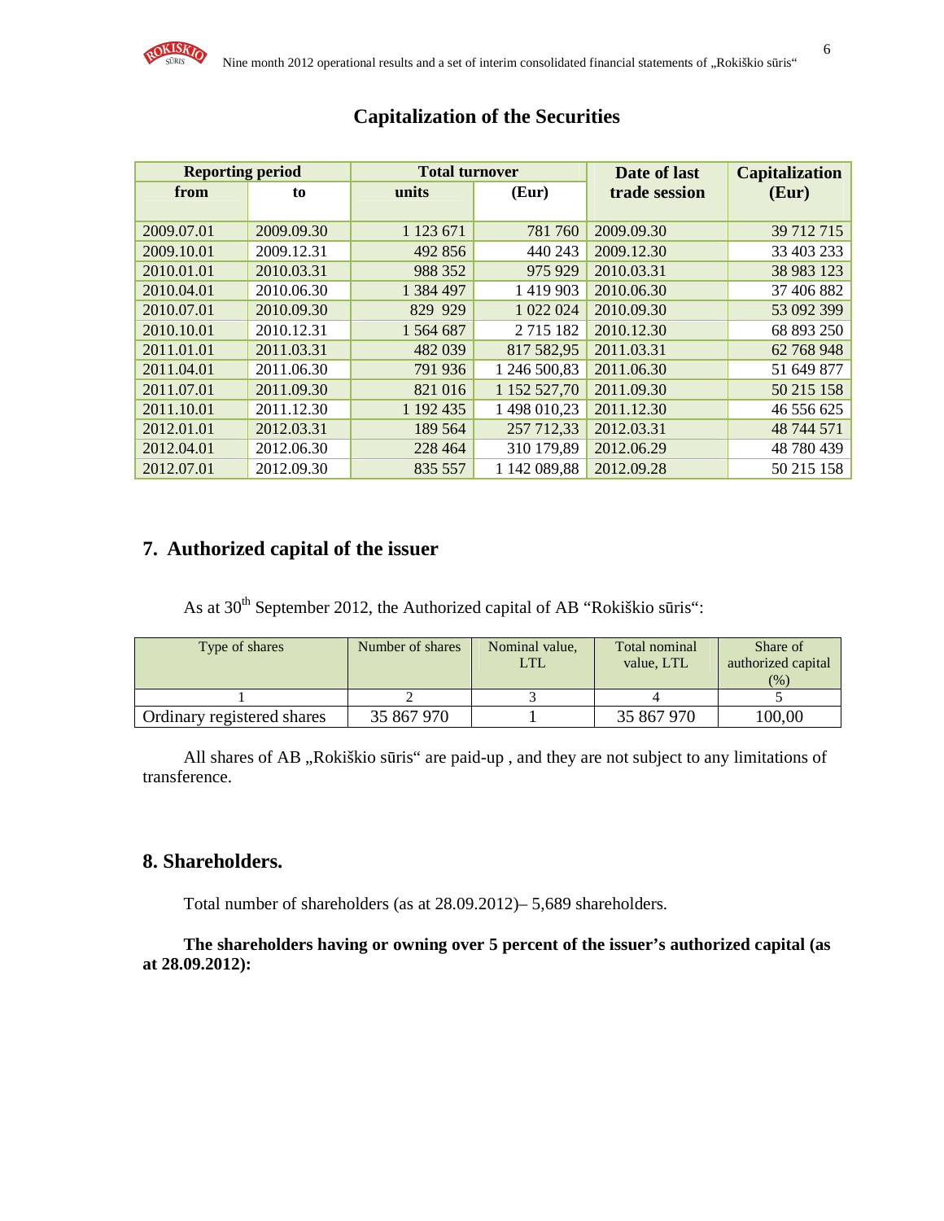## Capitalization of the Securities

| Reporting period | | Total turnover | | Date of last trade session | Capitalization (Eur) |
|---|---|---|---|---|---|
| from | to | units | (Eur) | | |
| 2009.07.01 | 2009.09.30 | 1 123 671 | 781 760 | 2009.09.30 | 39 712 715 |
| 2009.10.01 | 2009.12.31 | 492 856 | 440 243 | 2009.12.30 | 33 403 233 |
| 2010.01.01 | 2010.03.31 | 988 352 | 975 929 | 2010.03.31 | 38 983 123 |
| 2010.04.01 | 2010.06.30 | 1 384 497 | 1 419 903 | 2010.06.30 | 37 406 882 |
| 2010.07.01 | 2010.09.30 | 829 929 | 1 022 024 | 2010.09.30 | 53 092 399 |
| 2010.10.01 | 2010.12.31 | 1 564 687 | 2 715 182 | 2010.12.30 | 68 893 250 |
| 2011.01.01 | 2011.03.31 | 482 039 | 817 582,95 | 2011.03.31 | 62 768 948 |
| 2011.04.01 | 2011.06.30 | 791 936 | 1 246 500,83 | 2011.06.30 | 51 649 877 |
| 2011.07.01 | 2011.09.30 | 821 016 | 1 152 527,70 | 2011.09.30 | 50 215 158 |
| 2011.10.01 | 2011.12.30 | 1 192 435 | 1 498 010,23 | 2011.12.30 | 46 556 625 |
| 2012.01.01 | 2012.03.31 | 189 564 | 257 712,33 | 2012.03.31 | 48 744 571 |
| 2012.04.01 | 2012.06.30 | 228 464 | 310 179,89 | 2012.06.29 | 48 780 439 |
| 2012.07.01 | 2012.09.30 | 835 557 | 1 142 089,88 | 2012.09.28 | 50 215 158 |

## 7. Authorized capital of the issuer

As at 30th September 2012, the Authorized capital of AB "Rokiškio sūris":

| Type of shares | Number of shares | Nominal value, LTL | Total nominal value, LTL | Share of authorized capital (%) |
|---|---|---|---|---|
| 1 | 2 | 3 | 4 | 5 |
| Ordinary registered shares | 35 867 970 | 1 | 35 867 970 | 100,00 |

All shares of AB „Rokiškio sūris" are paid-up , and they are not subject to any limitations of transference.

## 8. Shareholders.

Total number of shareholders (as at 28.09.2012)– 5,689 shareholders.

**The shareholders having or owning over 5 percent of the issuer's authorized capital (as at 28.09.2012):**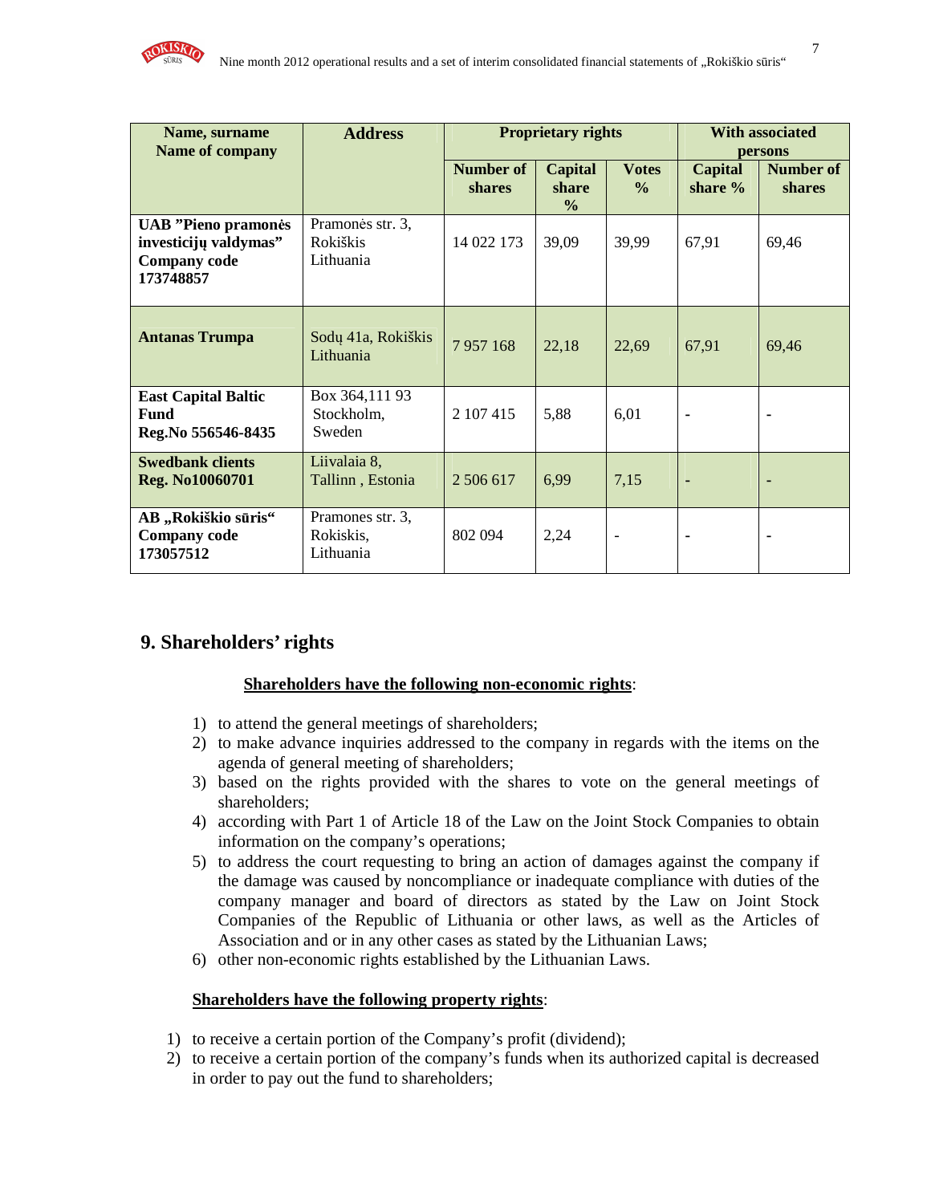| Name, surname Name of company | Address | Proprietary rights | | | With associated persons | |
|---|---|---|---|---|---|---|
| | | Number of shares | Capital share % | Votes % | Capital share % | Number of shares |
| **UAB "Pieno pramonės investicijų valdymas" Company code 173748857** | Pramonės str. 3, Rokiškis Lithuania | 14 022 173 | 39,09 | 39,99 | 67,91 | 69,46 |
| **Antanas Trumpa** | Sodų 41a, Rokiškis Lithuania | 7 957 168 | 22,18 | 22,69 | 67,91 | 69,46 |
| **East Capital Baltic Fund Reg.No 556546-8435** | Box 364,111 93 Stockholm, Sweden | 2 107 415 | 5,88 | 6,01 | - | - |
| **Swedbank clients Reg. No10060701** | Liivalaia 8, Tallinn , Estonia | 2 506 617 | 6,99 | 7,15 | - | - |
| **AB „Rokiškio sūris" Company code 173057512** | Pramones str. 3, Rokiskis, Lithuania | 802 094 | 2,24 | - | - | - |

## 9. Shareholders' rights

**Shareholders have the following non-economic rights**:

1) to attend the general meetings of shareholders;
2) to make advance inquiries addressed to the company in regards with the items on the agenda of general meeting of shareholders;
3) based on the rights provided with the shares to vote on the general meetings of shareholders;
4) according with Part 1 of Article 18 of the Law on the Joint Stock Companies to obtain information on the company's operations;
5) to address the court requesting to bring an action of damages against the company if the damage was caused by noncompliance or inadequate compliance with duties of the company manager and board of directors as stated by the Law on Joint Stock Companies of the Republic of Lithuania or other laws, as well as the Articles of Association and or in any other cases as stated by the Lithuanian Laws;
6) other non-economic rights established by the Lithuanian Laws.

**Shareholders have the following property rights**:

1) to receive a certain portion of the Company's profit (dividend);
2) to receive a certain portion of the company's funds when its authorized capital is decreased in order to pay out the fund to shareholders;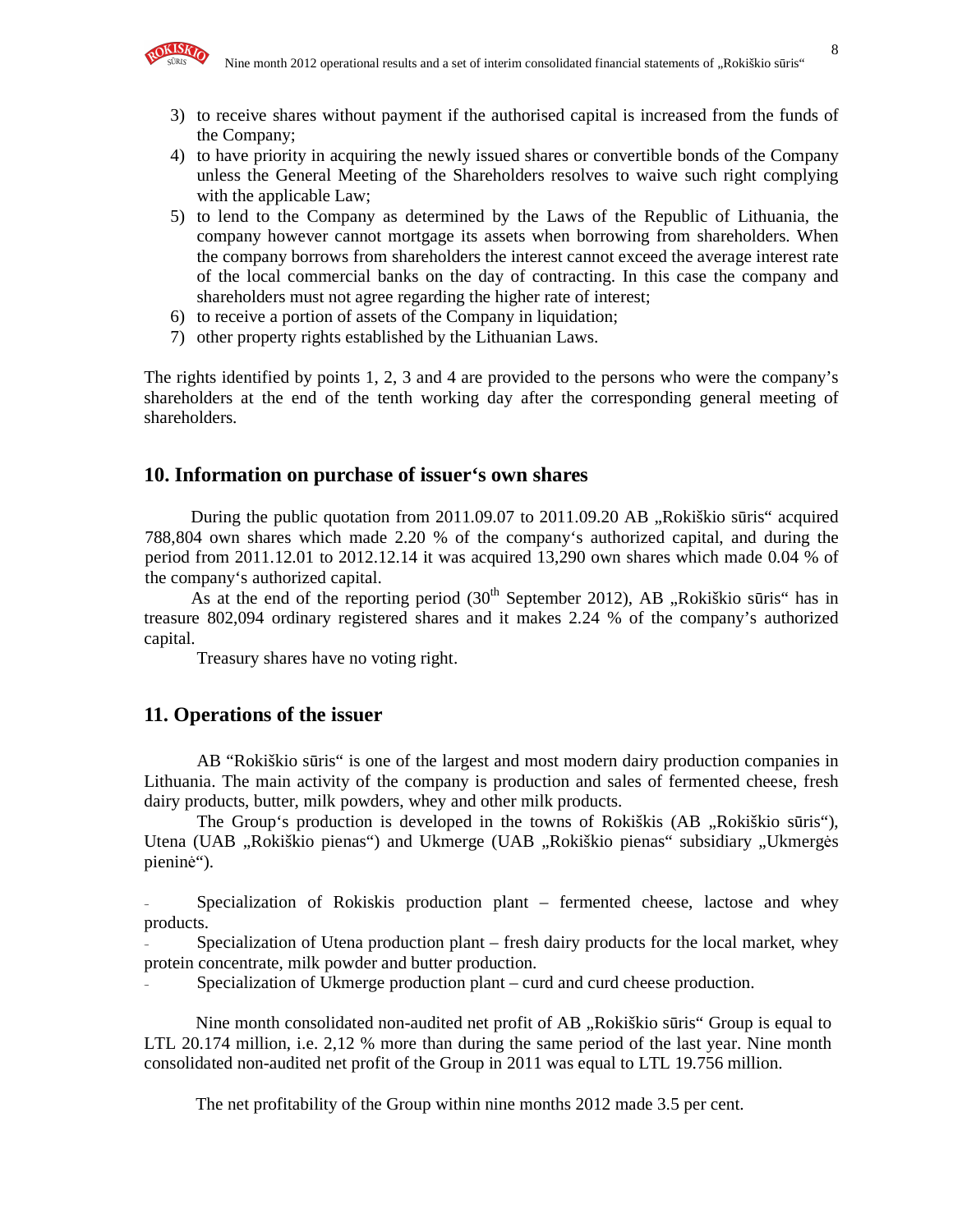3) to receive shares without payment if the authorised capital is increased from the funds of the Company;
4) to have priority in acquiring the newly issued shares or convertible bonds of the Company unless the General Meeting of the Shareholders resolves to waive such right complying with the applicable Law;
5) to lend to the Company as determined by the Laws of the Republic of Lithuania, the company however cannot mortgage its assets when borrowing from shareholders. When the company borrows from shareholders the interest cannot exceed the average interest rate of the local commercial banks on the day of contracting. In this case the company and shareholders must not agree regarding the higher rate of interest;
6) to receive a portion of assets of the Company in liquidation;
7) other property rights established by the Lithuanian Laws.

The rights identified by points 1, 2, 3 and 4 are provided to the persons who were the company's shareholders at the end of the tenth working day after the corresponding general meeting of shareholders.

## 10. Information on purchase of issuer's own shares

During the public quotation from 2011.09.07 to 2011.09.20 AB „Rokiškio sūris" acquired 788,804 own shares which made 2.20 % of the company's authorized capital, and during the period from 2011.12.01 to 2012.12.14 it was acquired 13,290 own shares which made 0.04 % of the company's authorized capital.

As at the end of the reporting period (30th September 2012), AB „Rokiškio sūris" has in treasure 802,094 ordinary registered shares and it makes 2.24 % of the company's authorized capital.

Treasury shares have no voting right.

## 11. Operations of the issuer

AB "Rokiškio sūris" is one of the largest and most modern dairy production companies in Lithuania. The main activity of the company is production and sales of fermented cheese, fresh dairy products, butter, milk powders, whey and other milk products.

The Group's production is developed in the towns of Rokiškis (AB „Rokiškio sūris"), Utena (UAB „Rokiškio pienas") and Ukmerge (UAB „Rokiškio pienas" subsidiary „Ukmergės pieninė").

- Specialization of Rokiskis production plant – fermented cheese, lactose and whey products.
- Specialization of Utena production plant – fresh dairy products for the local market, whey protein concentrate, milk powder and butter production.
- Specialization of Ukmerge production plant – curd and curd cheese production.

Nine month consolidated non-audited net profit of AB „Rokiškio sūris" Group is equal to LTL 20.174 million, i.e. 2,12 % more than during the same period of the last year. Nine month consolidated non-audited net profit of the Group in 2011 was equal to LTL 19.756 million.

The net profitability of the Group within nine months 2012 made 3.5 per cent.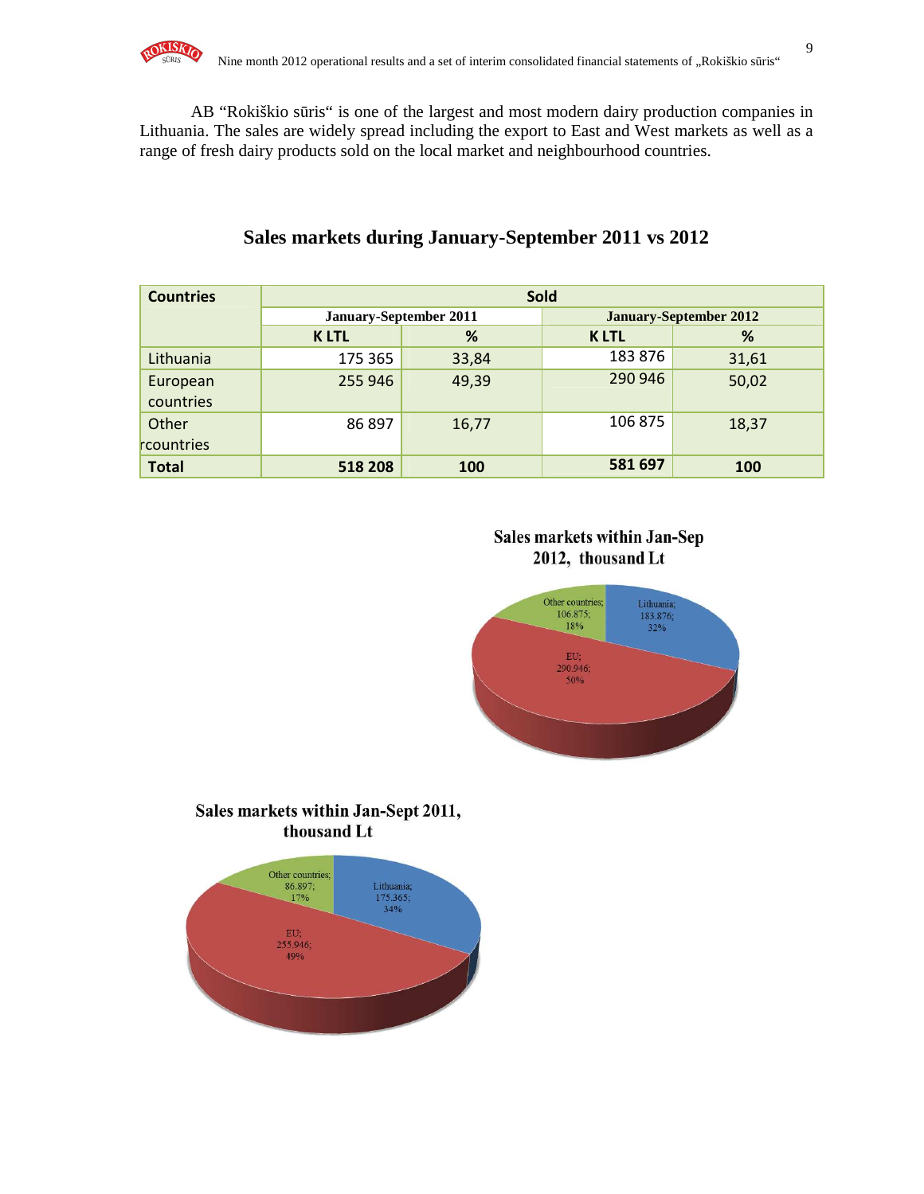AB "Rokiškio sūris" is one of the largest and most modern dairy production companies in Lithuania. The sales are widely spread including the export to East and West markets as well as a range of fresh dairy products sold on the local market and neighbourhood countries.

## Sales markets during January-September 2011 vs 2012

| Countries | Sold | | | |
|---|---|---|---|---|
| | January-September 2011 | | January-September 2012 | |
| | K LTL | % | K LTL | % |
| Lithuania | 175 365 | 33,84 | 183 876 | 31,61 |
| European countries | 255 946 | 49,39 | 290 946 | 50,02 |
| Other rcountries | 86 897 | 16,77 | 106 875 | 18,37 |
| **Total** | **518 208** | **100** | **581 697** | **100** |

**Sales markets within Jan-Sep 2012, thousand Lt**

Other countries; 106.875; 18%
Lithuania; 183.876; 32%
EU; 290.946; 50%

**Sales markets within Jan-Sept 2011, thousand Lt**

Other countries; 86.897; 17%
Lithuania; 175.365; 34%
EU; 255.946; 49%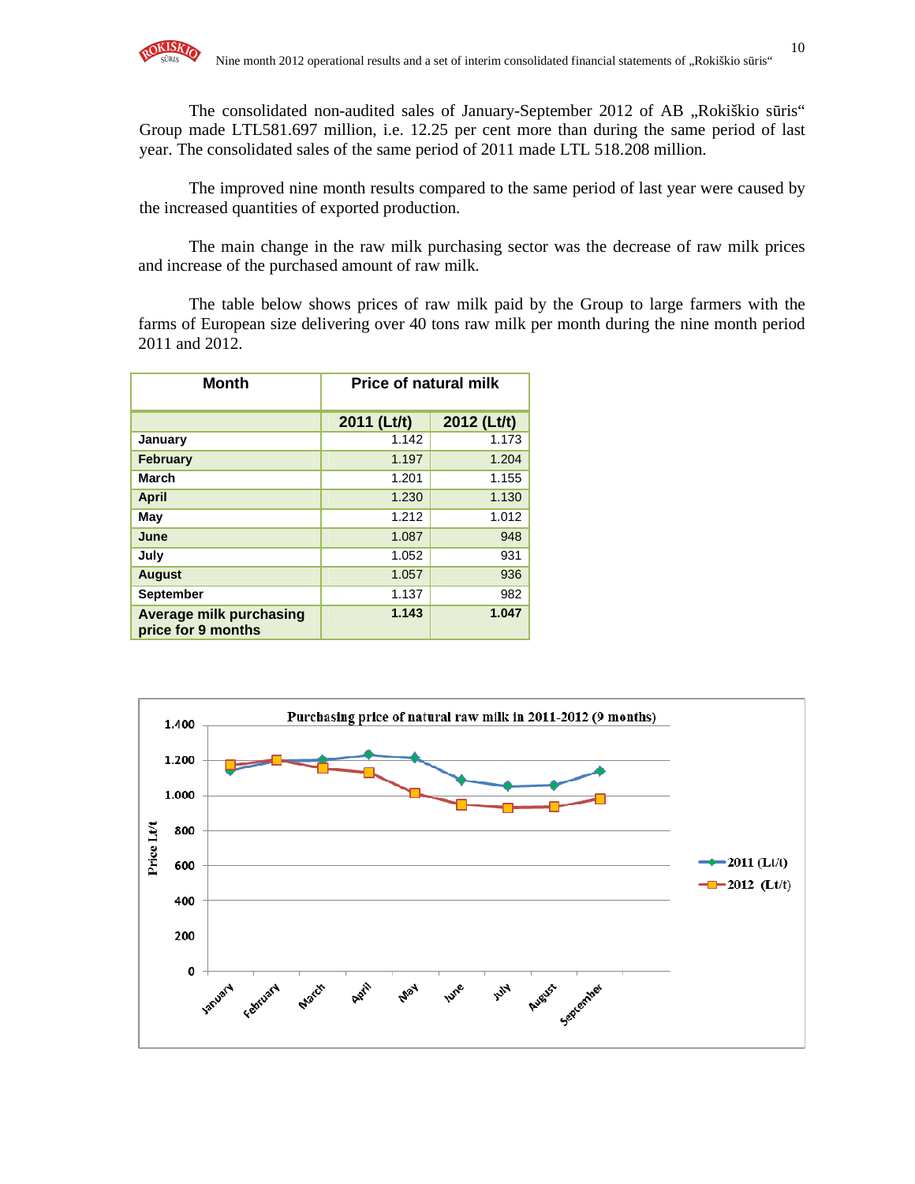The consolidated non-audited sales of January-September 2012 of AB „Rokiškio sūris" Group made LTL581.697 million, i.e. 12.25 per cent more than during the same period of last year. The consolidated sales of the same period of 2011 made LTL 518.208 million.

The improved nine month results compared to the same period of last year were caused by the increased quantities of exported production.

The main change in the raw milk purchasing sector was the decrease of raw milk prices and increase of the purchased amount of raw milk.

The table below shows prices of raw milk paid by the Group to large farmers with the farms of European size delivering over 40 tons raw milk per month during the nine month period 2011 and 2012.

| Month | Price of natural milk | |
|---|---|---|
| | 2011 (Lt/t) | 2012 (Lt/t) |
| January | 1.142 | 1.173 |
| February | 1.197 | 1.204 |
| March | 1.201 | 1.155 |
| April | 1.230 | 1.130 |
| May | 1.212 | 1.012 |
| June | 1.087 | 948 |
| July | 1.052 | 931 |
| August | 1.057 | 936 |
| September | 1.137 | 982 |
| Average milk purchasing price for 9 months | 1.143 | 1.047 |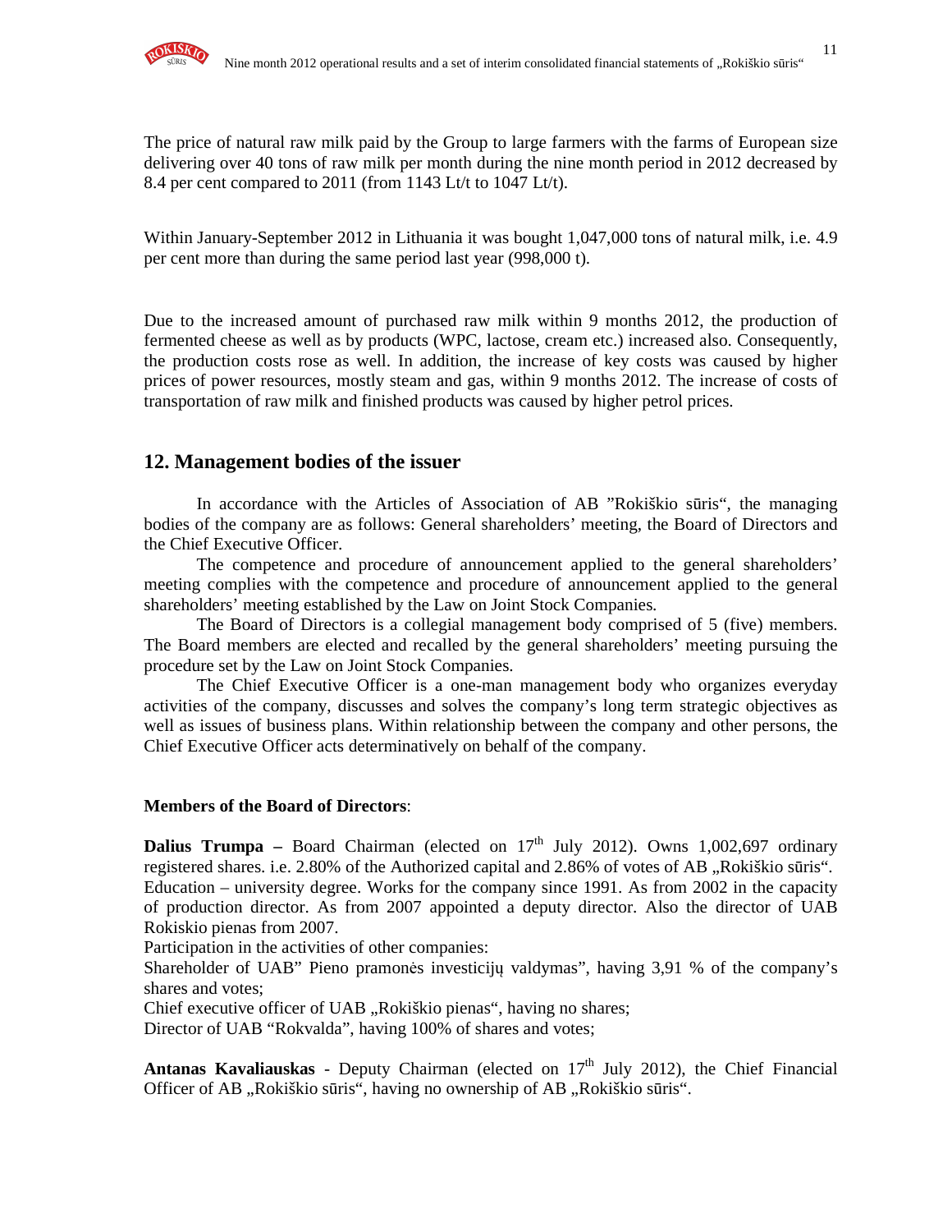The price of natural raw milk paid by the Group to large farmers with the farms of European size delivering over 40 tons of raw milk per month during the nine month period in 2012 decreased by 8.4 per cent compared to 2011 (from 1143 Lt/t to 1047 Lt/t).

Within January-September 2012 in Lithuania it was bought 1,047,000 tons of natural milk, i.e. 4.9 per cent more than during the same period last year (998,000 t).

Due to the increased amount of purchased raw milk within 9 months 2012, the production of fermented cheese as well as by products (WPC, lactose, cream etc.) increased also. Consequently, the production costs rose as well. In addition, the increase of key costs was caused by higher prices of power resources, mostly steam and gas, within 9 months 2012. The increase of costs of transportation of raw milk and finished products was caused by higher petrol prices.

## 12. Management bodies of the issuer

In accordance with the Articles of Association of AB "Rokiškio sūris", the managing bodies of the company are as follows: General shareholders' meeting, the Board of Directors and the Chief Executive Officer.

The competence and procedure of announcement applied to the general shareholders' meeting complies with the competence and procedure of announcement applied to the general shareholders' meeting established by the Law on Joint Stock Companies.

The Board of Directors is a collegial management body comprised of 5 (five) members. The Board members are elected and recalled by the general shareholders' meeting pursuing the procedure set by the Law on Joint Stock Companies.

The Chief Executive Officer is a one-man management body who organizes everyday activities of the company, discusses and solves the company's long term strategic objectives as well as issues of business plans. Within relationship between the company and other persons, the Chief Executive Officer acts determinatively on behalf of the company.

**Members of the Board of Directors**:

**Dalius Trumpa –** Board Chairman (elected on 17th July 2012). Owns 1,002,697 ordinary registered shares. i.e. 2.80% of the Authorized capital and 2.86% of votes of AB „Rokiškio sūris".
Education – university degree. Works for the company since 1991. As from 2002 in the capacity of production director. As from 2007 appointed a deputy director. Also the director of UAB Rokiskio pienas from 2007.
Participation in the activities of other companies:
Shareholder of UAB" Pieno pramonės investicijų valdymas", having 3,91 % of the company's shares and votes;
Chief executive officer of UAB „Rokiškio pienas", having no shares;
Director of UAB "Rokvalda", having 100% of shares and votes;

**Antanas Kavaliauskas** - Deputy Chairman (elected on 17th July 2012), the Chief Financial Officer of AB „Rokiškio sūris", having no ownership of AB „Rokiškio sūris".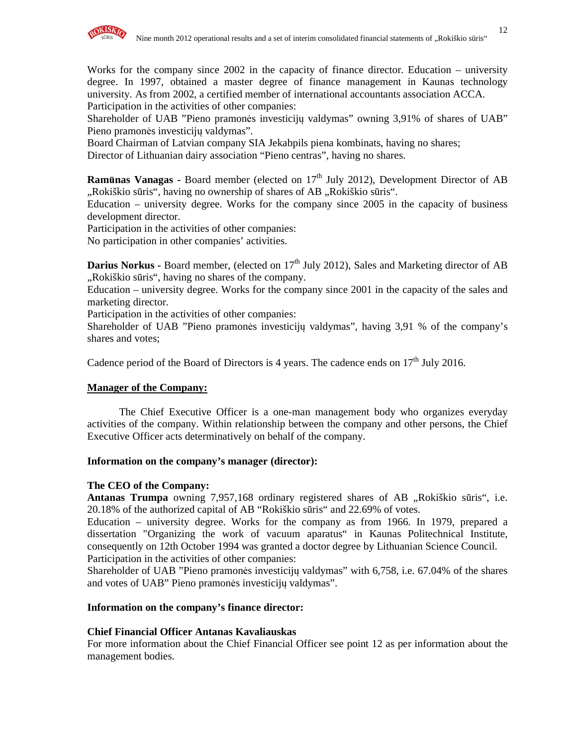Works for the company since 2002 in the capacity of finance director. Education – university degree. In 1997, obtained a master degree of finance management in Kaunas technology university. As from 2002, a certified member of international accountants association ACCA.
Participation in the activities of other companies:
Shareholder of UAB ”Pieno pramonės investicijų valdymas” owning 3,91% of shares of UAB” Pieno pramonės investicijų valdymas”.
Board Chairman of Latvian company SIA Jekabpils piena kombinats, having no shares;
Director of Lithuanian dairy association “Pieno centras”, having no shares.

**Ramūnas Vanagas -** Board member (elected on 17th July 2012), Development Director of AB „Rokiškio sūris“, having no ownership of shares of AB „Rokiškio sūris“.
Education – university degree. Works for the company since 2005 in the capacity of business development director.
Participation in the activities of other companies:
No participation in other companies' activities.

**Darius Norkus -** Board member, (elected on 17th July 2012), Sales and Marketing director of AB „Rokiškio sūris“, having no shares of the company.
Education – university degree. Works for the company since 2001 in the capacity of the sales and marketing director.
Participation in the activities of other companies:
Shareholder of UAB ”Pieno pramonės investicijų valdymas”, having 3,91 % of the company's shares and votes;

Cadence period of the Board of Directors is 4 years. The cadence ends on 17th July 2016.

**Manager of the Company:**

The Chief Executive Officer is a one-man management body who organizes everyday activities of the company. Within relationship between the company and other persons, the Chief Executive Officer acts determinatively on behalf of the company.

**Information on the company's manager (director):**

**The CEO of the Company:**
**Antanas Trumpa** owning 7,957,168 ordinary registered shares of AB „Rokiškio sūris“, i.e. 20.18% of the authorized capital of AB “Rokiškio sūris“ and 22.69% of votes.
Education – university degree. Works for the company as from 1966. In 1979, prepared a dissertation "Organizing the work of vacuum aparatus“ in Kaunas Politechnical Institute, consequently on 12th October 1994 was granted a doctor degree by Lithuanian Science Council.
Participation in the activities of other companies:
Shareholder of UAB ”Pieno pramonės investicijų valdymas” with 6,758, i.e. 67.04% of the shares and votes of UAB” Pieno pramonės investicijų valdymas”.

**Information on the company's finance director:**

**Chief Financial Officer Antanas Kavaliauskas**
For more information about the Chief Financial Officer see point 12 as per information about the management bodies.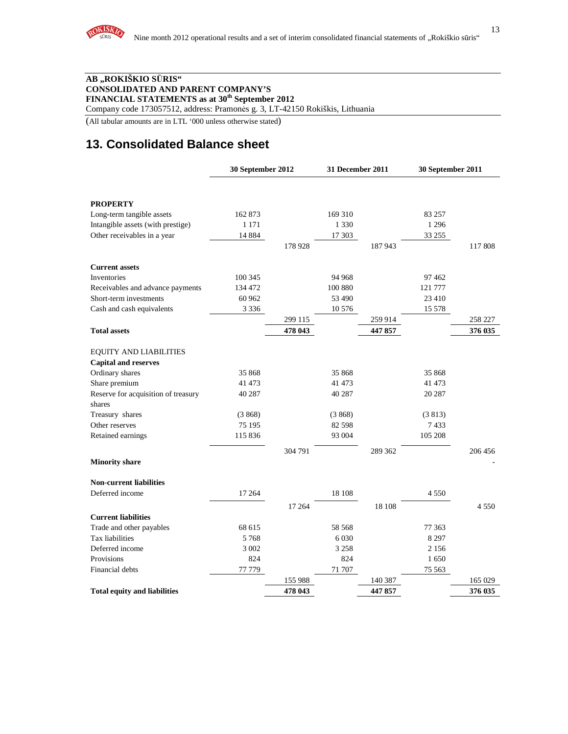**AB „ROKIŠKIO SŪRIS“**
**CONSOLIDATED AND PARENT COMPANY'S**
**FINANCIAL STATEMENTS as at 30th September 2012**
Company code 173057512, address: Pramonės g. 3, LT-42150 Rokiškis, Lithuania

(All tabular amounts are in LTL '000 unless otherwise stated)

## 13. Consolidated Balance sheet

| | 30 September 2012 | | 31 December 2011 | | 30 September 2011 | |
|---|---|---|---|---|---|---|
| **PROPERTY** | | | | | | |
| Long-term tangible assets | 162 873 | | 169 310 | | 83 257 | |
| Intangible assets (with prestige) | 1 171 | | 1 330 | | 1 296 | |
| Other receivables in a year | 14 884 | | 17 303 | | 33 255 | |
| | | 178 928 | | 187 943 | | 117 808 |
| **Current assets** | | | | | | |
| Inventories | 100 345 | | 94 968 | | 97 462 | |
| Receivables and advance payments | 134 472 | | 100 880 | | 121 777 | |
| Short-term investments | 60 962 | | 53 490 | | 23 410 | |
| Cash and cash equivalents | 3 336 | | 10 576 | | 15 578 | |
| | | 299 115 | | 259 914 | | 258 227 |
| **Total assets** | | **478 043** | | **447 857** | | **376 035** |
| EQUITY AND LIABILITIES | | | | | | |
| **Capital and reserves** | | | | | | |
| Ordinary shares | 35 868 | | 35 868 | | 35 868 | |
| Share premium | 41 473 | | 41 473 | | 41 473 | |
| Reserve for acquisition of treasury shares | 40 287 | | 40 287 | | 20 287 | |
| Treasury shares | (3 868) | | (3 868) | | (3 813) | |
| Other reserves | 75 195 | | 82 598 | | 7 433 | |
| Retained earnings | 115 836 | | 93 004 | | 105 208 | |
| | | 304 791 | | 289 362 | | 206 456 |
| **Minority share** | | | | | | - |
| **Non-current liabilities** | | | | | | |
| Deferred income | 17 264 | | 18 108 | | 4 550 | |
| | | 17 264 | | 18 108 | | 4 550 |
| **Current liabilities** | | | | | | |
| Trade and other payables | 68 615 | | 58 568 | | 77 363 | |
| Tax liabilities | 5 768 | | 6 030 | | 8 297 | |
| Deferred income | 3 002 | | 3 258 | | 2 156 | |
| Provisions | 824 | | 824 | | 1 650 | |
| Financial debts | 77 779 | | 71 707 | | 75 563 | |
| | | 155 988 | | 140 387 | | 165 029 |
| **Total equity and liabilities** | | **478 043** | | **447 857** | | **376 035** |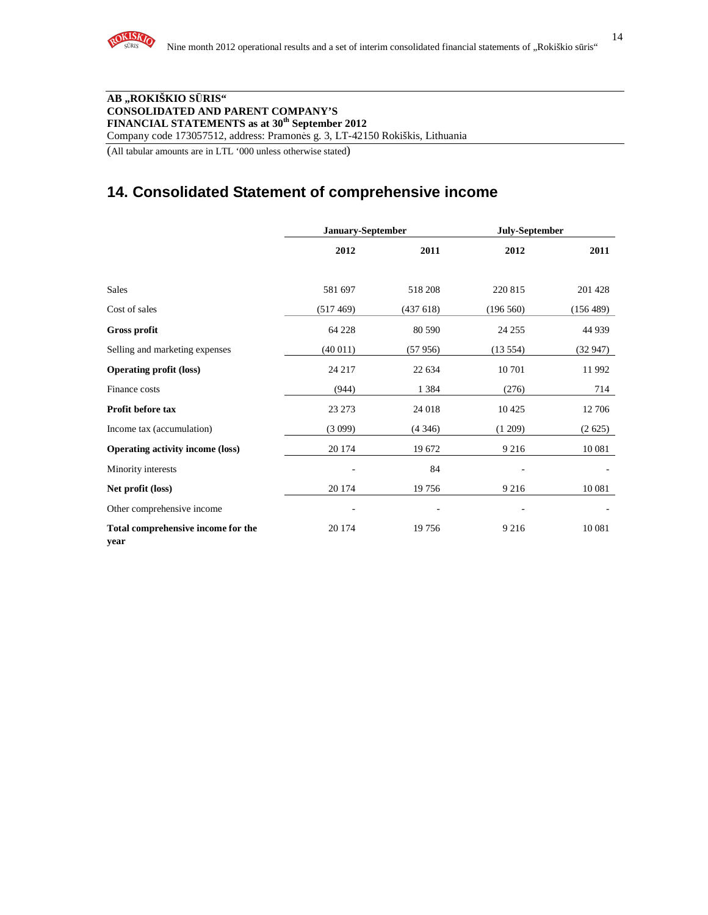**AB „ROKIŠKIO SŪRIS“**
**CONSOLIDATED AND PARENT COMPANY'S**
**FINANCIAL STATEMENTS as at 30th September 2012**
Company code 173057512, address: Pramonės g. 3, LT-42150 Rokiškis, Lithuania

(All tabular amounts are in LTL '000 unless otherwise stated)

# 14. Consolidated Statement of comprehensive income

| | January-September | | July-September | |
|---|---|---|---|---|
| | **2012** | **2011** | **2012** | **2011** |
| Sales | 581 697 | 518 208 | 220 815 | 201 428 |
| Cost of sales | (517 469) | (437 618) | (196 560) | (156 489) |
| **Gross profit** | 64 228 | 80 590 | 24 255 | 44 939 |
| Selling and marketing expenses | (40 011) | (57 956) | (13 554) | (32 947) |
| **Operating profit (loss)** | 24 217 | 22 634 | 10 701 | 11 992 |
| Finance costs | (944) | 1 384 | (276) | 714 |
| **Profit before tax** | 23 273 | 24 018 | 10 425 | 12 706 |
| Income tax (accumulation) | (3 099) | (4 346) | (1 209) | (2 625) |
| **Operating activity income (loss)** | 20 174 | 19 672 | 9 216 | 10 081 |
| Minority interests | - | 84 | - | - |
| **Net profit (loss)** | 20 174 | 19 756 | 9 216 | 10 081 |
| Other comprehensive income | - | - | - | - |
| **Total comprehensive income for the year** | 20 174 | 19 756 | 9 216 | 10 081 |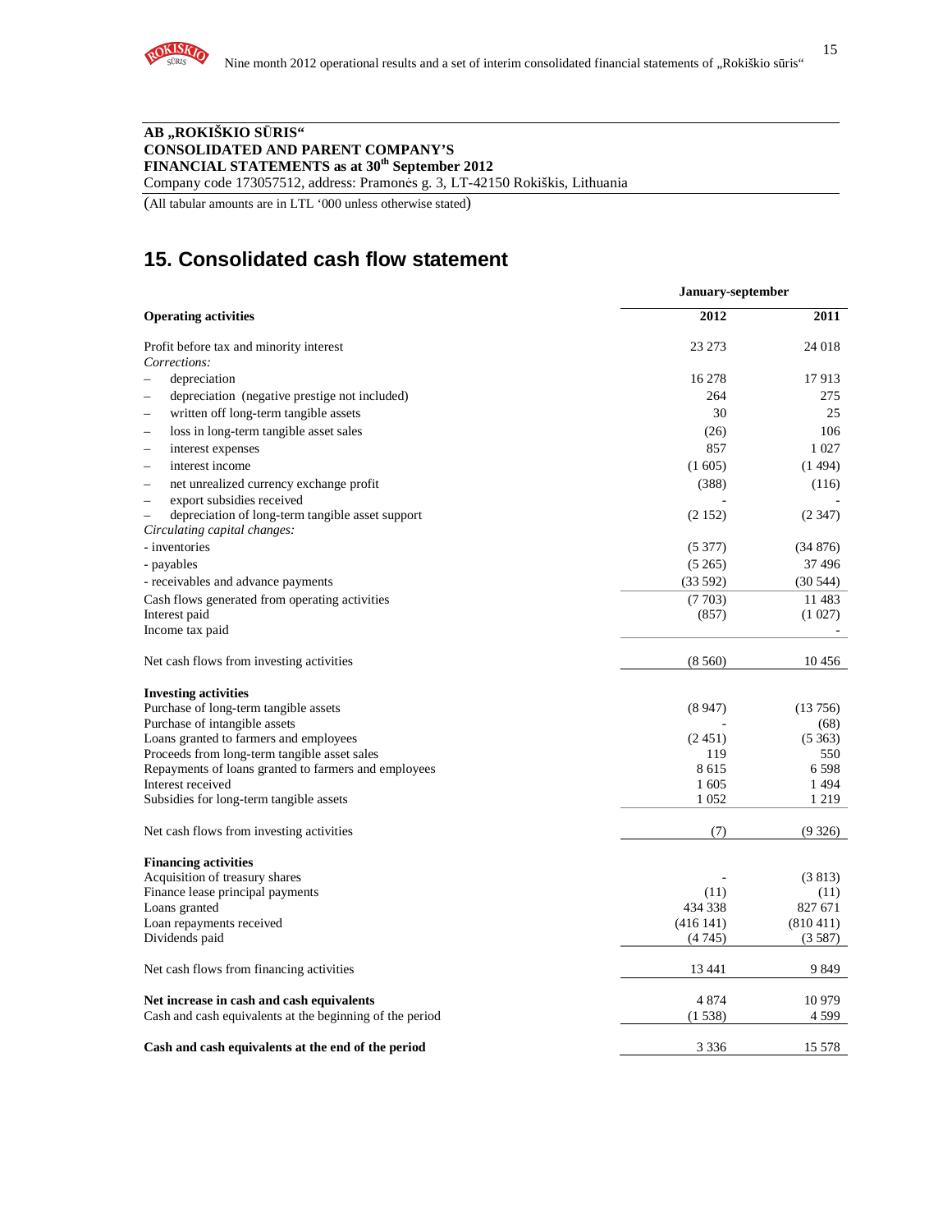**AB „ROKIŠKIO SŪRIS“**
**CONSOLIDATED AND PARENT COMPANY'S**
**FINANCIAL STATEMENTS as at 30th September 2012**
Company code 173057512, address: Pramonės g. 3, LT-42150 Rokiškis, Lithuania

(All tabular amounts are in LTL '000 unless otherwise stated)

# 15. Consolidated cash flow statement

| | January-september | |
|---|---|---|
| **Operating activities** | **2012** | **2011** |
| Profit before tax and minority interest | 23 273 | 24 018 |
| *Corrections:* | | |
| – depreciation | 16 278 | 17 913 |
| – depreciation (negative prestige not included) | 264 | 275 |
| – written off long-term tangible assets | 30 | 25 |
| – loss in long-term tangible asset sales | (26) | 106 |
| – interest expenses | 857 | 1 027 |
| – interest income | (1 605) | (1 494) |
| – net unrealized currency exchange profit | (388) | (116) |
| – export subsidies received | - | - |
| – depreciation of long-term tangible asset support | (2 152) | (2 347) |
| *Circulating capital changes:* | | |
| - inventories | (5 377) | (34 876) |
| - payables | (5 265) | 37 496 |
| - receivables and advance payments | (33 592) | (30 544) |
| Cash flows generated from operating activities | (7 703) | 11 483 |
| Interest paid | (857) | (1 027) |
| Income tax paid | | - |
| Net cash flows from investing activities | (8 560) | 10 456 |
| **Investing activities** | | |
| Purchase of long-term tangible assets | (8 947) | (13 756) |
| Purchase of intangible assets | - | (68) |
| Loans granted to farmers and employees | (2 451) | (5 363) |
| Proceeds from long-term tangible asset sales | 119 | 550 |
| Repayments of loans granted to farmers and employees | 8 615 | 6 598 |
| Interest received | 1 605 | 1 494 |
| Subsidies for long-term tangible assets | 1 052 | 1 219 |
| Net cash flows from investing activities | (7) | (9 326) |
| **Financing activities** | | |
| Acquisition of treasury shares | - | (3 813) |
| Finance lease principal payments | (11) | (11) |
| Loans granted | 434 338 | 827 671 |
| Loan repayments received | (416 141) | (810 411) |
| Dividends paid | (4 745) | (3 587) |
| Net cash flows from financing activities | 13 441 | 9 849 |
| **Net increase in cash and cash equivalents** | 4 874 | 10 979 |
| Cash and cash equivalents at the beginning of the period | (1 538) | 4 599 |
| **Cash and cash equivalents at the end of the period** | 3 336 | 15 578 |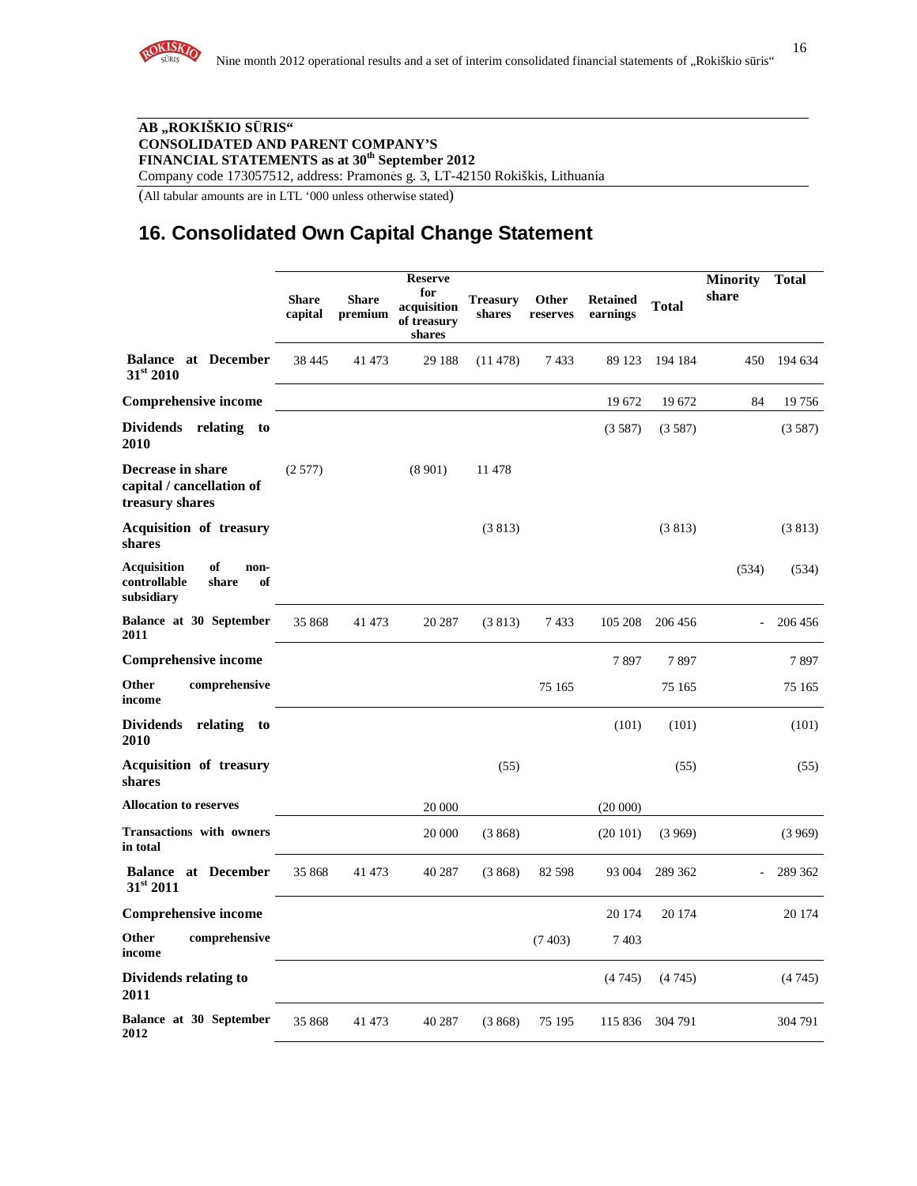**AB „ROKIŠKIO SŪRIS“**
**CONSOLIDATED AND PARENT COMPANY'S**
**FINANCIAL STATEMENTS as at 30th September 2012**
Company code 173057512, address: Pramonės g. 3, LT-42150 Rokiškis, Lithuania

(All tabular amounts are in LTL '000 unless otherwise stated)

## 16. Consolidated Own Capital Change Statement

| | Share capital | Share premium | Reserve for acquisition of treasury shares | Treasury shares | Other reserves | Retained earnings | Total | Minority share | Total |
|---|---|---|---|---|---|---|---|---|---|
| **Balance at December 31st 2010** | 38 445 | 41 473 | 29 188 | (11 478) | 7 433 | 89 123 | 194 184 | 450 | 194 634 |
| **Comprehensive income** | | | | | | 19 672 | 19 672 | 84 | 19 756 |
| **Dividends relating to 2010** | | | | | | (3 587) | (3 587) | | (3 587) |
| **Decrease in share capital / cancellation of treasury shares** | (2 577) | | (8 901) | 11 478 | | | | | |
| **Acquisition of treasury shares** | | | | (3 813) | | | (3 813) | | (3 813) |
| **Acquisition of non-controllable share of subsidiary** | | | | | | | | (534) | (534) |
| **Balance at 30 September 2011** | 35 868 | 41 473 | 20 287 | (3 813) | 7 433 | 105 208 | 206 456 | - | 206 456 |
| **Comprehensive income** | | | | | | 7 897 | 7 897 | | 7 897 |
| **Other comprehensive income** | | | | | 75 165 | | 75 165 | | 75 165 |
| **Dividends relating to 2010** | | | | | | (101) | (101) | | (101) |
| **Acquisition of treasury shares** | | | | (55) | | | (55) | | (55) |
| **Allocation to reserves** | | | 20 000 | | | (20 000) | | | |
| **Transactions with owners in total** | | | 20 000 | (3 868) | | (20 101) | (3 969) | | (3 969) |
| **Balance at December 31st 2011** | 35 868 | 41 473 | 40 287 | (3 868) | 82 598 | 93 004 | 289 362 | - | 289 362 |
| **Comprehensive income** | | | | | | 20 174 | 20 174 | | 20 174 |
| **Other comprehensive income** | | | | | (7 403) | 7 403 | | | |
| **Dividends relating to 2011** | | | | | | (4 745) | (4 745) | | (4 745) |
| **Balance at 30 September 2012** | 35 868 | 41 473 | 40 287 | (3 868) | 75 195 | 115 836 | 304 791 | | 304 791 |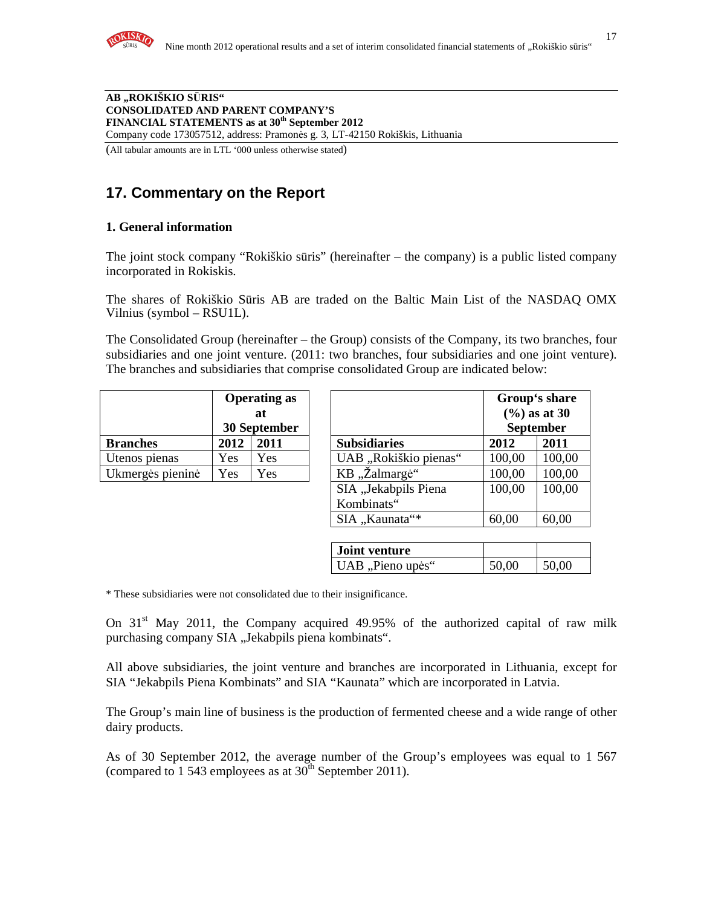**AB „ROKIŠKIO SŪRIS“**
**CONSOLIDATED AND PARENT COMPANY'S**
**FINANCIAL STATEMENTS as at 30th September 2012**
Company code 173057512, address: Pramonės g. 3, LT-42150 Rokiškis, Lithuania

(All tabular amounts are in LTL '000 unless otherwise stated)

# 17. Commentary on the Report

### 1. General information

The joint stock company "Rokiškio sūris" (hereinafter – the company) is a public listed company incorporated in Rokiskis.

The shares of Rokiškio Sūris AB are traded on the Baltic Main List of the NASDAQ OMX Vilnius (symbol – RSU1L).

The Consolidated Group (hereinafter – the Group) consists of the Company, its two branches, four subsidiaries and one joint venture. (2011: two branches, four subsidiaries and one joint venture). The branches and subsidiaries that comprise consolidated Group are indicated below:

| | Operating as at 30 September | |
|---|---|---|
| **Branches** | **2012** | **2011** |
| Utenos pienas | Yes | Yes |
| Ukmergės pieninė | Yes | Yes |

| | Group's share (%) as at 30 September | |
|---|---|---|
| **Subsidiaries** | **2012** | **2011** |
| UAB „Rokiškio pienas“ | 100,00 | 100,00 |
| KB „Žalmargė“ | 100,00 | 100,00 |
| SIA „Jekabpils Piena Kombinats“ | 100,00 | 100,00 |
| SIA „Kaunata“* | 60,00 | 60,00 |
| **Joint venture** | | |
| UAB „Pieno upės“ | 50,00 | 50,00 |

* These subsidiaries were not consolidated due to their insignificance.

On 31st May 2011, the Company acquired 49.95% of the authorized capital of raw milk purchasing company SIA „Jekabpils piena kombinats“.

All above subsidiaries, the joint venture and branches are incorporated in Lithuania, except for SIA "Jekabpils Piena Kombinats" and SIA "Kaunata" which are incorporated in Latvia.

The Group's main line of business is the production of fermented cheese and a wide range of other dairy products.

As of 30 September 2012, the average number of the Group's employees was equal to 1 567 (compared to 1 543 employees as at 30th September 2011).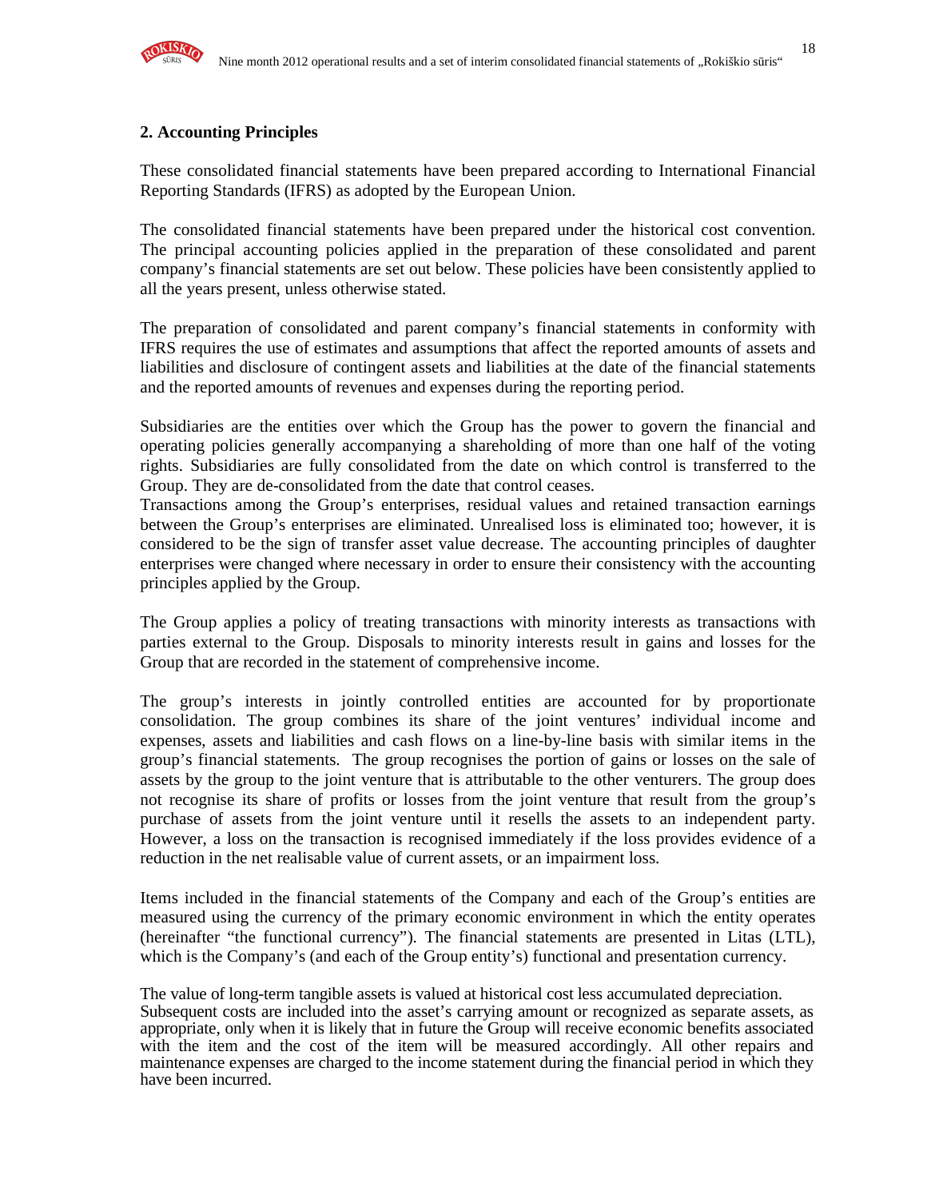## 2. Accounting Principles

These consolidated financial statements have been prepared according to International Financial Reporting Standards (IFRS) as adopted by the European Union.

The consolidated financial statements have been prepared under the historical cost convention. The principal accounting policies applied in the preparation of these consolidated and parent company's financial statements are set out below. These policies have been consistently applied to all the years present, unless otherwise stated.

The preparation of consolidated and parent company's financial statements in conformity with IFRS requires the use of estimates and assumptions that affect the reported amounts of assets and liabilities and disclosure of contingent assets and liabilities at the date of the financial statements and the reported amounts of revenues and expenses during the reporting period.

Subsidiaries are the entities over which the Group has the power to govern the financial and operating policies generally accompanying a shareholding of more than one half of the voting rights. Subsidiaries are fully consolidated from the date on which control is transferred to the Group. They are de-consolidated from the date that control ceases.
Transactions among the Group's enterprises, residual values and retained transaction earnings between the Group's enterprises are eliminated. Unrealised loss is eliminated too; however, it is considered to be the sign of transfer asset value decrease. The accounting principles of daughter enterprises were changed where necessary in order to ensure their consistency with the accounting principles applied by the Group.

The Group applies a policy of treating transactions with minority interests as transactions with parties external to the Group. Disposals to minority interests result in gains and losses for the Group that are recorded in the statement of comprehensive income.

The group's interests in jointly controlled entities are accounted for by proportionate consolidation. The group combines its share of the joint ventures' individual income and expenses, assets and liabilities and cash flows on a line-by-line basis with similar items in the group's financial statements. The group recognises the portion of gains or losses on the sale of assets by the group to the joint venture that is attributable to the other venturers. The group does not recognise its share of profits or losses from the joint venture that result from the group's purchase of assets from the joint venture until it resells the assets to an independent party. However, a loss on the transaction is recognised immediately if the loss provides evidence of a reduction in the net realisable value of current assets, or an impairment loss.

Items included in the financial statements of the Company and each of the Group's entities are measured using the currency of the primary economic environment in which the entity operates (hereinafter "the functional currency"). The financial statements are presented in Litas (LTL), which is the Company's (and each of the Group entity's) functional and presentation currency.

The value of long-term tangible assets is valued at historical cost less accumulated depreciation.
Subsequent costs are included into the asset's carrying amount or recognized as separate assets, as appropriate, only when it is likely that in future the Group will receive economic benefits associated with the item and the cost of the item will be measured accordingly. All other repairs and maintenance expenses are charged to the income statement during the financial period in which they have been incurred.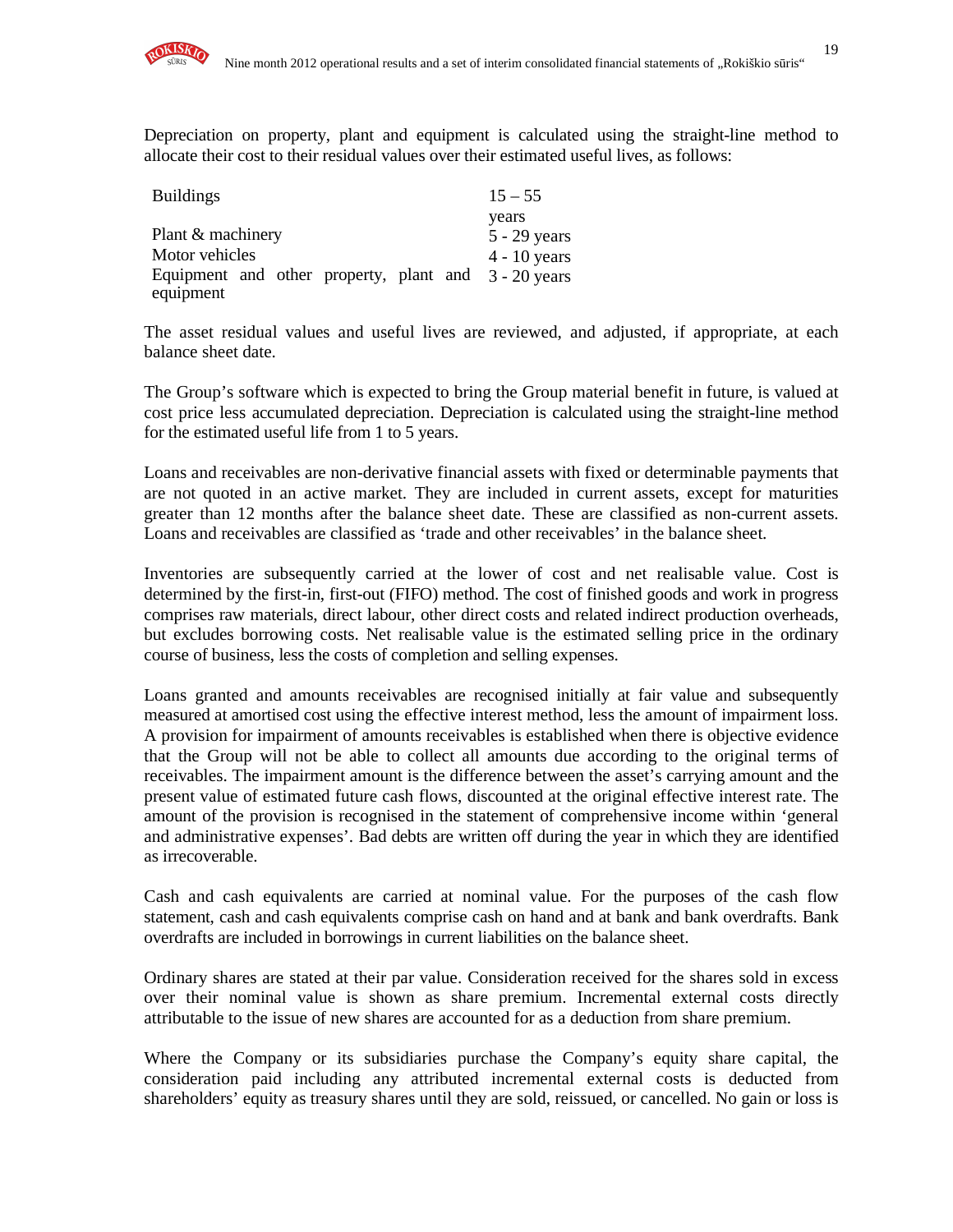Depreciation on property, plant and equipment is calculated using the straight-line method to allocate their cost to their residual values over their estimated useful lives, as follows:

| | |
|---|---|
| Buildings | 15 – 55 years |
| Plant & machinery | 5 - 29 years |
| Motor vehicles | 4 - 10 years |
| Equipment and other property, plant and equipment | 3 - 20 years |

The asset residual values and useful lives are reviewed, and adjusted, if appropriate, at each balance sheet date.

The Group's software which is expected to bring the Group material benefit in future, is valued at cost price less accumulated depreciation. Depreciation is calculated using the straight-line method for the estimated useful life from 1 to 5 years.

Loans and receivables are non-derivative financial assets with fixed or determinable payments that are not quoted in an active market. They are included in current assets, except for maturities greater than 12 months after the balance sheet date. These are classified as non-current assets. Loans and receivables are classified as 'trade and other receivables' in the balance sheet.

Inventories are subsequently carried at the lower of cost and net realisable value. Cost is determined by the first-in, first-out (FIFO) method. The cost of finished goods and work in progress comprises raw materials, direct labour, other direct costs and related indirect production overheads, but excludes borrowing costs. Net realisable value is the estimated selling price in the ordinary course of business, less the costs of completion and selling expenses.

Loans granted and amounts receivables are recognised initially at fair value and subsequently measured at amortised cost using the effective interest method, less the amount of impairment loss. A provision for impairment of amounts receivables is established when there is objective evidence that the Group will not be able to collect all amounts due according to the original terms of receivables. The impairment amount is the difference between the asset's carrying amount and the present value of estimated future cash flows, discounted at the original effective interest rate. The amount of the provision is recognised in the statement of comprehensive income within 'general and administrative expenses'. Bad debts are written off during the year in which they are identified as irrecoverable.

Cash and cash equivalents are carried at nominal value. For the purposes of the cash flow statement, cash and cash equivalents comprise cash on hand and at bank and bank overdrafts. Bank overdrafts are included in borrowings in current liabilities on the balance sheet.

Ordinary shares are stated at their par value. Consideration received for the shares sold in excess over their nominal value is shown as share premium. Incremental external costs directly attributable to the issue of new shares are accounted for as a deduction from share premium.

Where the Company or its subsidiaries purchase the Company's equity share capital, the consideration paid including any attributed incremental external costs is deducted from shareholders' equity as treasury shares until they are sold, reissued, or cancelled. No gain or loss is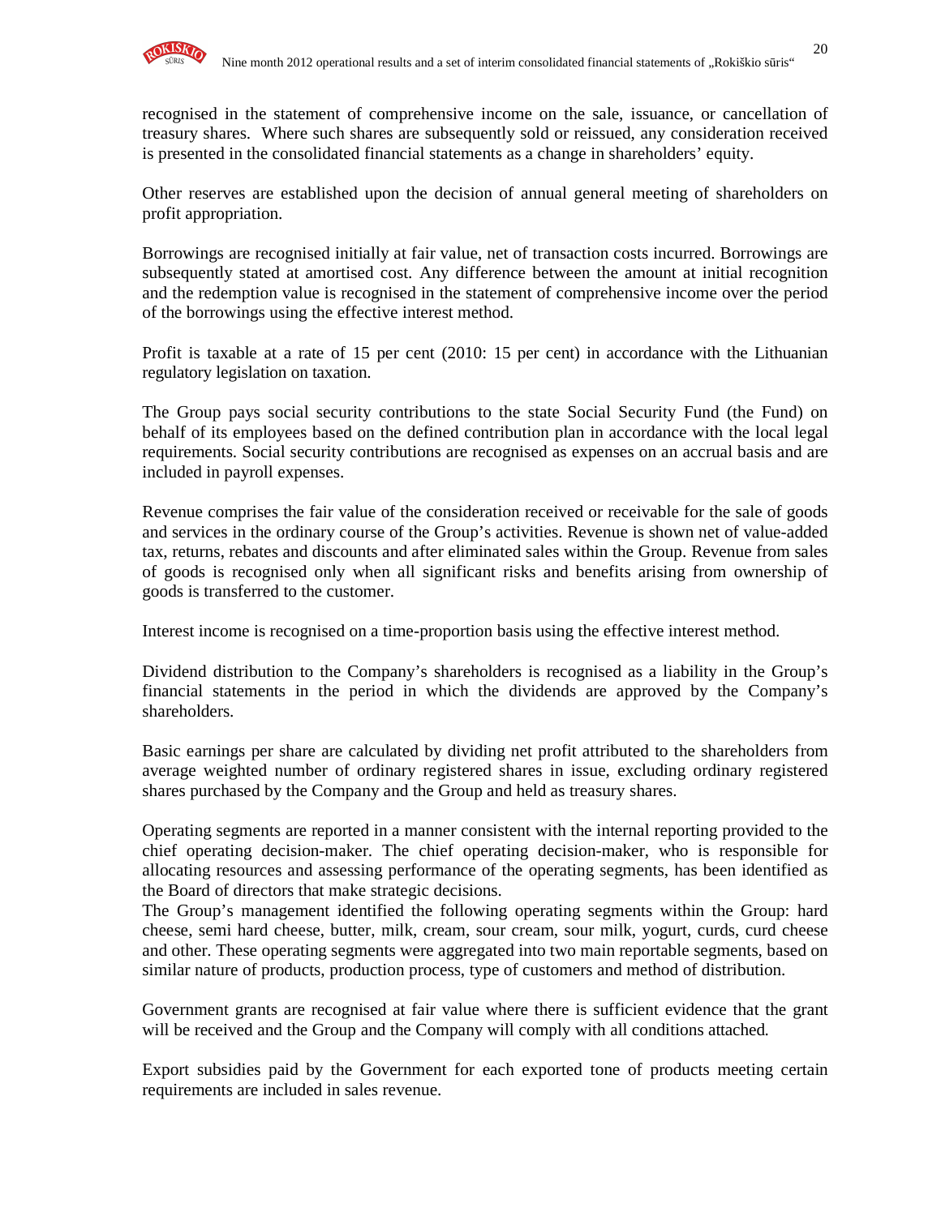recognised in the statement of comprehensive income on the sale, issuance, or cancellation of treasury shares. Where such shares are subsequently sold or reissued, any consideration received is presented in the consolidated financial statements as a change in shareholders' equity.

Other reserves are established upon the decision of annual general meeting of shareholders on profit appropriation.

Borrowings are recognised initially at fair value, net of transaction costs incurred. Borrowings are subsequently stated at amortised cost. Any difference between the amount at initial recognition and the redemption value is recognised in the statement of comprehensive income over the period of the borrowings using the effective interest method.

Profit is taxable at a rate of 15 per cent (2010: 15 per cent) in accordance with the Lithuanian regulatory legislation on taxation.

The Group pays social security contributions to the state Social Security Fund (the Fund) on behalf of its employees based on the defined contribution plan in accordance with the local legal requirements. Social security contributions are recognised as expenses on an accrual basis and are included in payroll expenses.

Revenue comprises the fair value of the consideration received or receivable for the sale of goods and services in the ordinary course of the Group's activities. Revenue is shown net of value-added tax, returns, rebates and discounts and after eliminated sales within the Group. Revenue from sales of goods is recognised only when all significant risks and benefits arising from ownership of goods is transferred to the customer.

Interest income is recognised on a time-proportion basis using the effective interest method.

Dividend distribution to the Company's shareholders is recognised as a liability in the Group's financial statements in the period in which the dividends are approved by the Company's shareholders.

Basic earnings per share are calculated by dividing net profit attributed to the shareholders from average weighted number of ordinary registered shares in issue, excluding ordinary registered shares purchased by the Company and the Group and held as treasury shares.

Operating segments are reported in a manner consistent with the internal reporting provided to the chief operating decision-maker. The chief operating decision-maker, who is responsible for allocating resources and assessing performance of the operating segments, has been identified as the Board of directors that make strategic decisions.
The Group's management identified the following operating segments within the Group: hard cheese, semi hard cheese, butter, milk, cream, sour cream, sour milk, yogurt, curds, curd cheese and other. These operating segments were aggregated into two main reportable segments, based on similar nature of products, production process, type of customers and method of distribution.

Government grants are recognised at fair value where there is sufficient evidence that the grant will be received and the Group and the Company will comply with all conditions attached.

Export subsidies paid by the Government for each exported tone of products meeting certain requirements are included in sales revenue.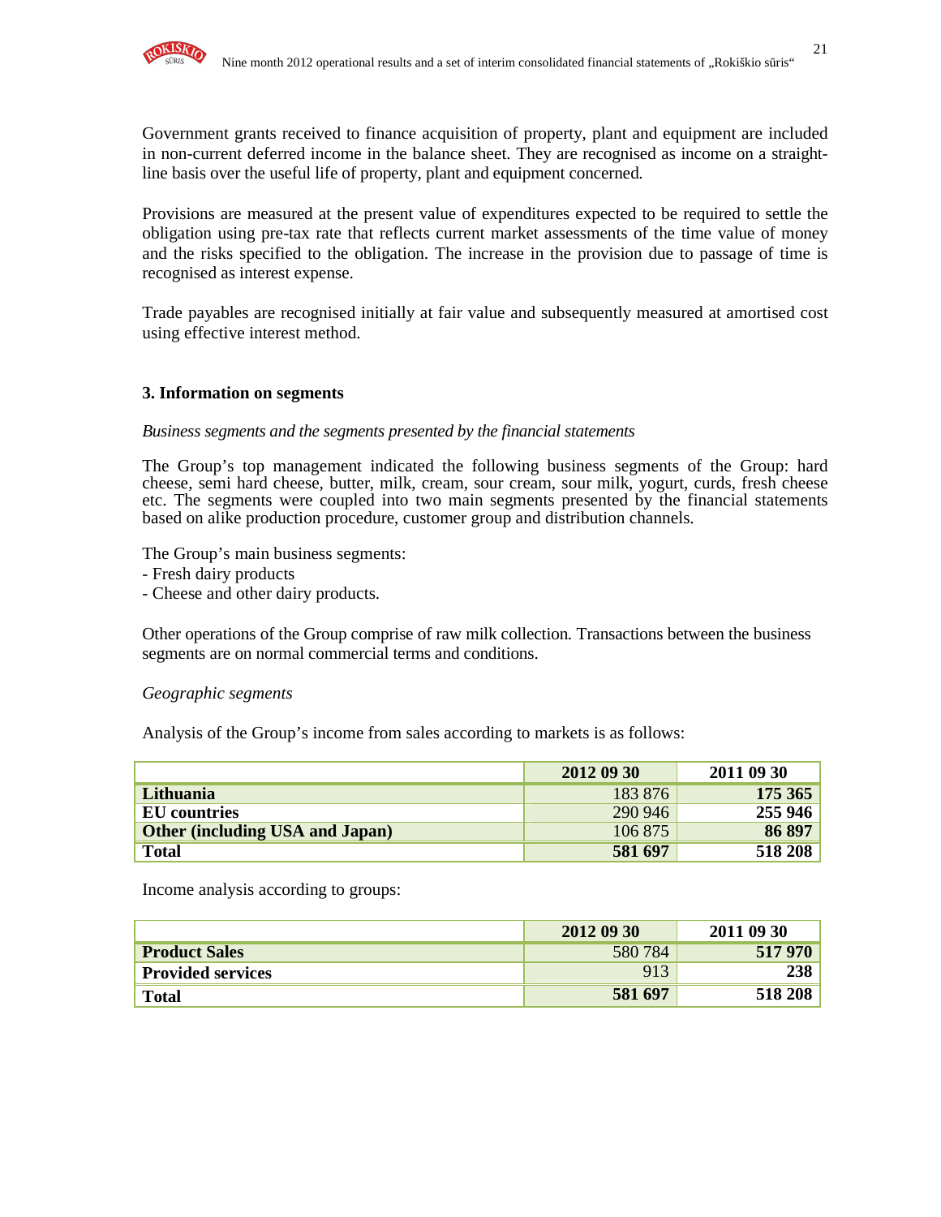Government grants received to finance acquisition of property, plant and equipment are included in non-current deferred income in the balance sheet. They are recognised as income on a straight-line basis over the useful life of property, plant and equipment concerned.

Provisions are measured at the present value of expenditures expected to be required to settle the obligation using pre-tax rate that reflects current market assessments of the time value of money and the risks specified to the obligation. The increase in the provision due to passage of time is recognised as interest expense.

Trade payables are recognised initially at fair value and subsequently measured at amortised cost using effective interest method.

## 3. Information on segments

*Business segments and the segments presented by the financial statements*

The Group's top management indicated the following business segments of the Group: hard cheese, semi hard cheese, butter, milk, cream, sour cream, sour milk, yogurt, curds, fresh cheese etc. The segments were coupled into two main segments presented by the financial statements based on alike production procedure, customer group and distribution channels.

The Group's main business segments:
- Fresh dairy products
- Cheese and other dairy products.

Other operations of the Group comprise of raw milk collection. Transactions between the business segments are on normal commercial terms and conditions.

*Geographic segments*

Analysis of the Group's income from sales according to markets is as follows:

| | 2012 09 30 | 2011 09 30 |
|---|---|---|
| **Lithuania** | 183 876 | **175 365** |
| **EU countries** | 290 946 | **255 946** |
| **Other (including USA and Japan)** | 106 875 | **86 897** |
| **Total** | **581 697** | **518 208** |

Income analysis according to groups:

| | 2012 09 30 | 2011 09 30 |
|---|---|---|
| **Product Sales** | 580 784 | **517 970** |
| **Provided services** | 913 | **238** |
| **Total** | **581 697** | **518 208** |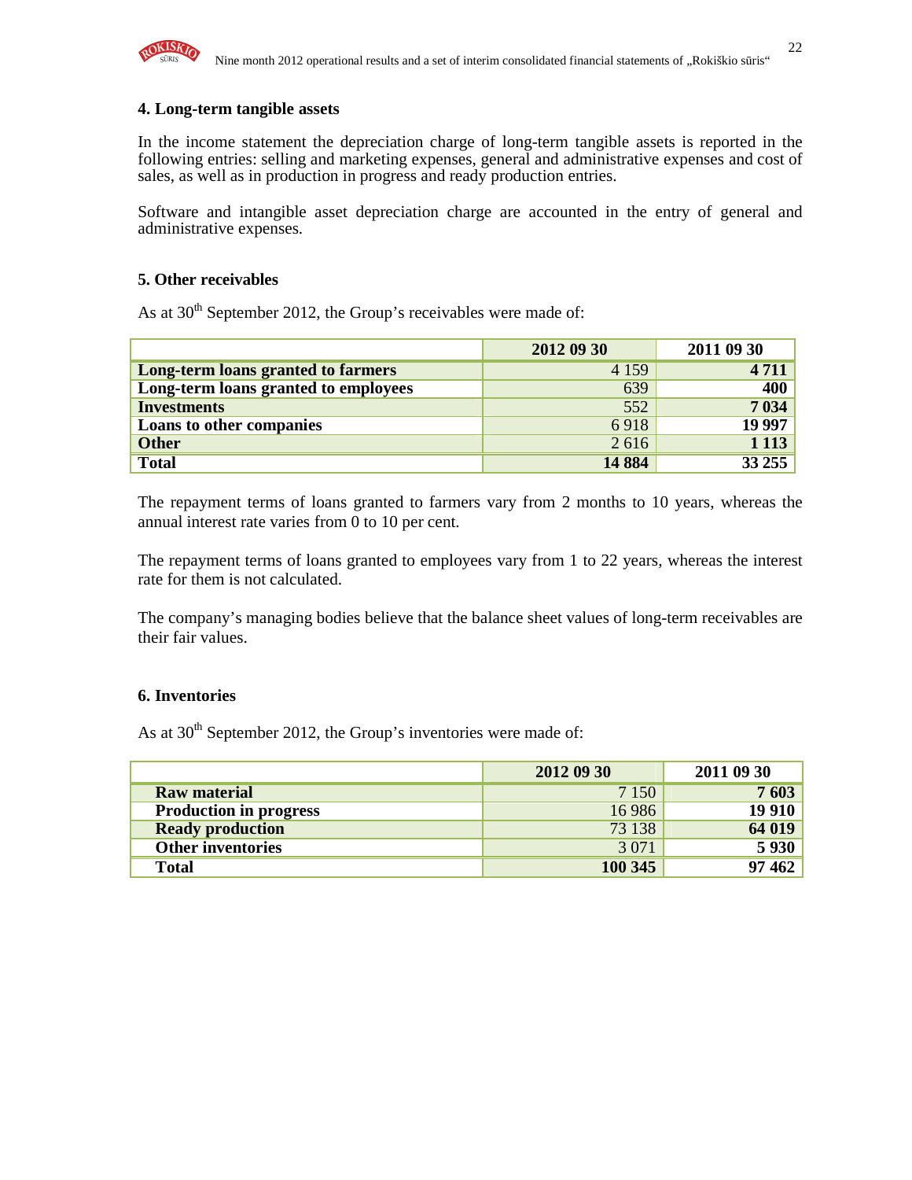## 4. Long-term tangible assets

In the income statement the depreciation charge of long-term tangible assets is reported in the following entries: selling and marketing expenses, general and administrative expenses and cost of sales, as well as in production in progress and ready production entries.

Software and intangible asset depreciation charge are accounted in the entry of general and administrative expenses.

## 5. Other receivables

As at 30th September 2012, the Group's receivables were made of:

| | 2012 09 30 | 2011 09 30 |
|---|---|---|
| **Long-term loans granted to farmers** | 4 159 | **4 711** |
| **Long-term loans granted to employees** | 639 | **400** |
| **Investments** | 552 | **7 034** |
| **Loans to other companies** | 6 918 | **19 997** |
| **Other** | 2 616 | **1 113** |
| **Total** | **14 884** | **33 255** |

The repayment terms of loans granted to farmers vary from 2 months to 10 years, whereas the annual interest rate varies from 0 to 10 per cent.

The repayment terms of loans granted to employees vary from 1 to 22 years, whereas the interest rate for them is not calculated.

The company's managing bodies believe that the balance sheet values of long-term receivables are their fair values.

## 6. Inventories

As at 30th September 2012, the Group's inventories were made of:

| | 2012 09 30 | 2011 09 30 |
|---|---|---|
| **Raw material** | 7 150 | **7 603** |
| **Production in progress** | 16 986 | **19 910** |
| **Ready production** | 73 138 | **64 019** |
| **Other inventories** | 3 071 | **5 930** |
| **Total** | **100 345** | **97 462** |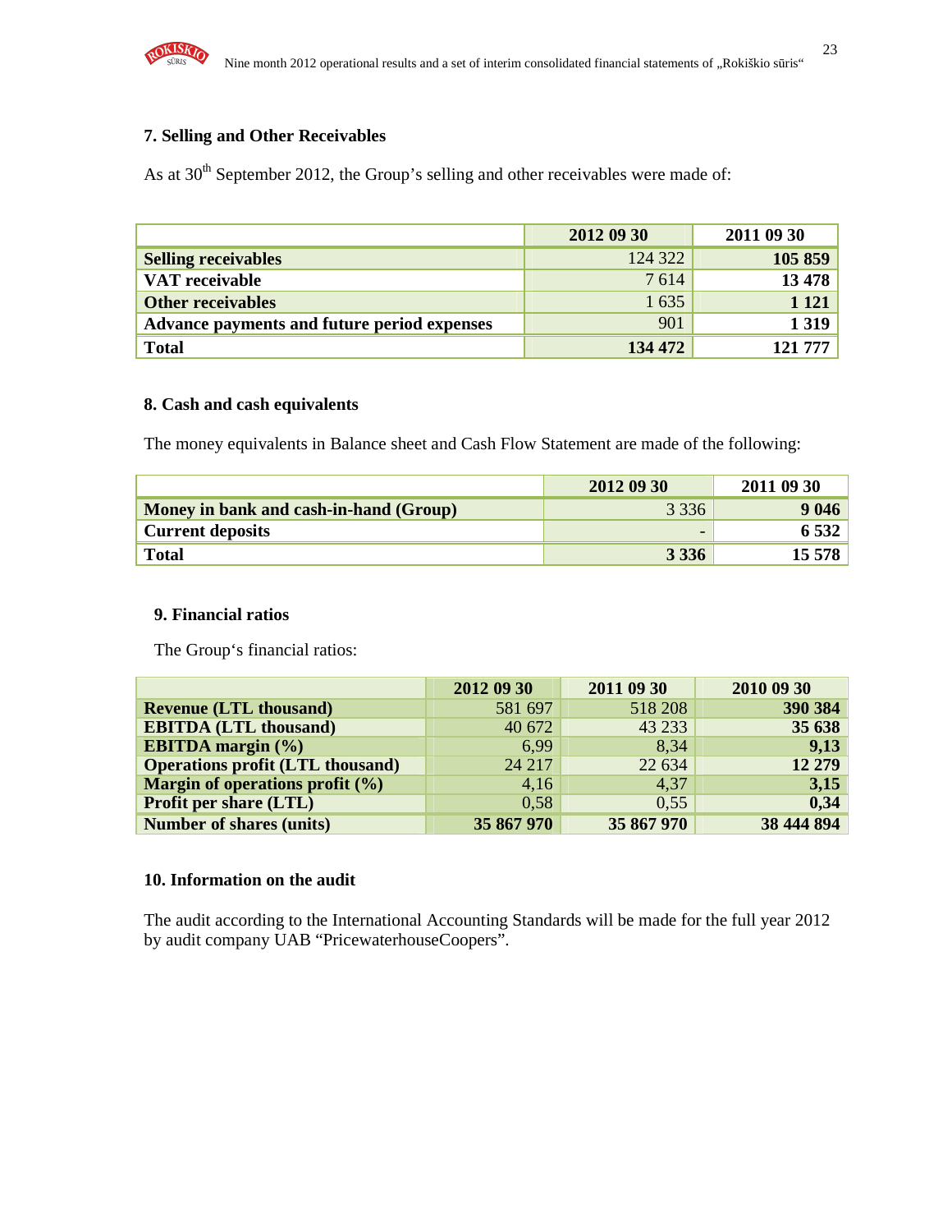### 7. Selling and Other Receivables

As at 30th September 2012, the Group's selling and other receivables were made of:

| | 2012 09 30 | 2011 09 30 |
|---|---|---|
| **Selling receivables** | 124 322 | **105 859** |
| **VAT receivable** | 7 614 | **13 478** |
| **Other receivables** | 1 635 | **1 121** |
| **Advance payments and future period expenses** | 901 | **1 319** |
| **Total** | **134 472** | **121 777** |

### 8. Cash and cash equivalents

The money equivalents in Balance sheet and Cash Flow Statement are made of the following:

| | 2012 09 30 | 2011 09 30 |
|---|---|---|
| **Money in bank and cash-in-hand (Group)** | 3 336 | **9 046** |
| **Current deposits** | - | **6 532** |
| **Total** | **3 336** | **15 578** |

### 9. Financial ratios

The Group's financial ratios:

| | 2012 09 30 | 2011 09 30 | 2010 09 30 |
|---|---|---|---|
| **Revenue (LTL thousand)** | 581 697 | 518 208 | **390 384** |
| **EBITDA (LTL thousand)** | 40 672 | 43 233 | **35 638** |
| **EBITDA margin (%)** | 6,99 | 8,34 | **9,13** |
| **Operations profit (LTL thousand)** | 24 217 | 22 634 | **12 279** |
| **Margin of operations profit (%)** | 4,16 | 4,37 | **3,15** |
| **Profit per share (LTL)** | 0,58 | 0,55 | **0,34** |
| **Number of shares (units)** | **35 867 970** | **35 867 970** | **38 444 894** |

### 10. Information on the audit

The audit according to the International Accounting Standards will be made for the full year 2012 by audit company UAB "PricewaterhouseCoopers".